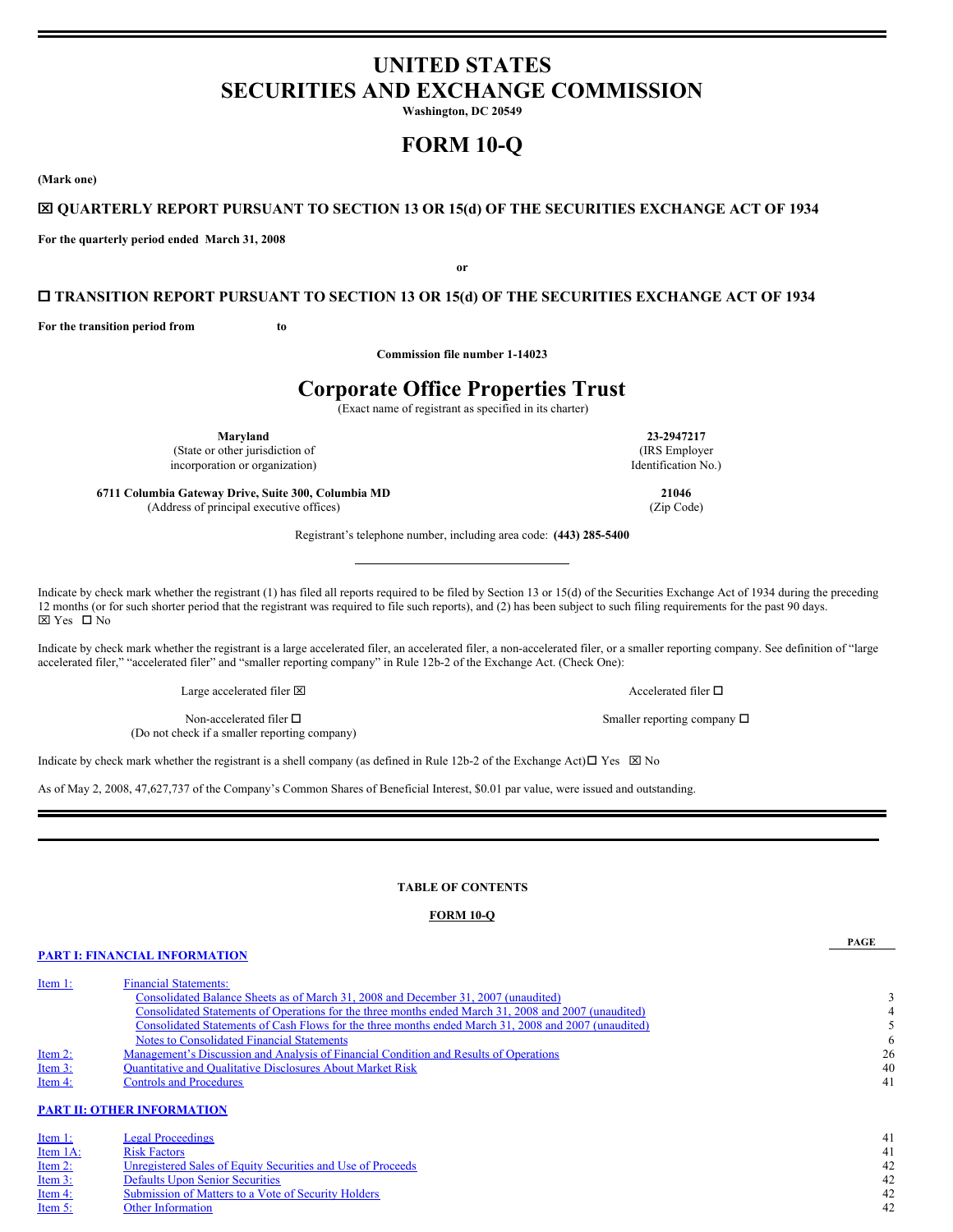# UNITED STATES
# SECURITIES AND EXCHANGE COMMISSION

**Washington, DC 20549**

# FORM 10-Q

**(Mark one)**

**☒ QUARTERLY REPORT PURSUANT TO SECTION 13 OR 15(d) OF THE SECURITIES EXCHANGE ACT OF 1934**

**For the quarterly period ended March 31, 2008**

**or**

**☐ TRANSITION REPORT PURSUANT TO SECTION 13 OR 15(d) OF THE SECURITIES EXCHANGE ACT OF 1934**

**For the transition period from to**

**Commission file number 1-14023**

# Corporate Office Properties Trust

(Exact name of registrant as specified in its charter)

| | |
|---|---|
| **Maryland** | **23-2947217** |
| (State or other jurisdiction of incorporation or organization) | (IRS Employer Identification No.) |
| **6711 Columbia Gateway Drive, Suite 300, Columbia MD** | **21046** |
| (Address of principal executive offices) | (Zip Code) |

Registrant's telephone number, including area code: **(443) 285-5400**

Indicate by check mark whether the registrant (1) has filed all reports required to be filed by Section 13 or 15(d) of the Securities Exchange Act of 1934 during the preceding 12 months (or for such shorter period that the registrant was required to file such reports), and (2) has been subject to such filing requirements for the past 90 days.
☒ Yes ☐ No

Indicate by check mark whether the registrant is a large accelerated filer, an accelerated filer, a non-accelerated filer, or a smaller reporting company. See definition of "large accelerated filer," "accelerated filer" and "smaller reporting company" in Rule 12b-2 of the Exchange Act. (Check One):

| | |
|---|---|
| Large accelerated filer ☒ | Accelerated filer ☐ |
| Non-accelerated filer ☐ (Do not check if a smaller reporting company) | Smaller reporting company ☐ |

Indicate by check mark whether the registrant is a shell company (as defined in Rule 12b-2 of the Exchange Act)☐ Yes ☒ No

As of May 2, 2008, 47,627,737 of the Company's Common Shares of Beneficial Interest, $0.01 par value, were issued and outstanding.

**TABLE OF CONTENTS**

**FORM 10-Q**

| | | PAGE |
|---|---|---|
| **PART I: FINANCIAL INFORMATION** | | |
| Item 1: | Financial Statements: | |
| | Consolidated Balance Sheets as of March 31, 2008 and December 31, 2007 (unaudited) | 3 |
| | Consolidated Statements of Operations for the three months ended March 31, 2008 and 2007 (unaudited) | 4 |
| | Consolidated Statements of Cash Flows for the three months ended March 31, 2008 and 2007 (unaudited) | 5 |
| | Notes to Consolidated Financial Statements | 6 |
| Item 2: | Management's Discussion and Analysis of Financial Condition and Results of Operations | 26 |
| Item 3: | Quantitative and Qualitative Disclosures About Market Risk | 40 |
| Item 4: | Controls and Procedures | 41 |
| **PART II: OTHER INFORMATION** | | |
| Item 1: | Legal Proceedings | 41 |
| Item 1A: | Risk Factors | 41 |
| Item 2: | Unregistered Sales of Equity Securities and Use of Proceeds | 42 |
| Item 3: | Defaults Upon Senior Securities | 42 |
| Item 4: | Submission of Matters to a Vote of Security Holders | 42 |
| Item 5: | Other Information | 42 |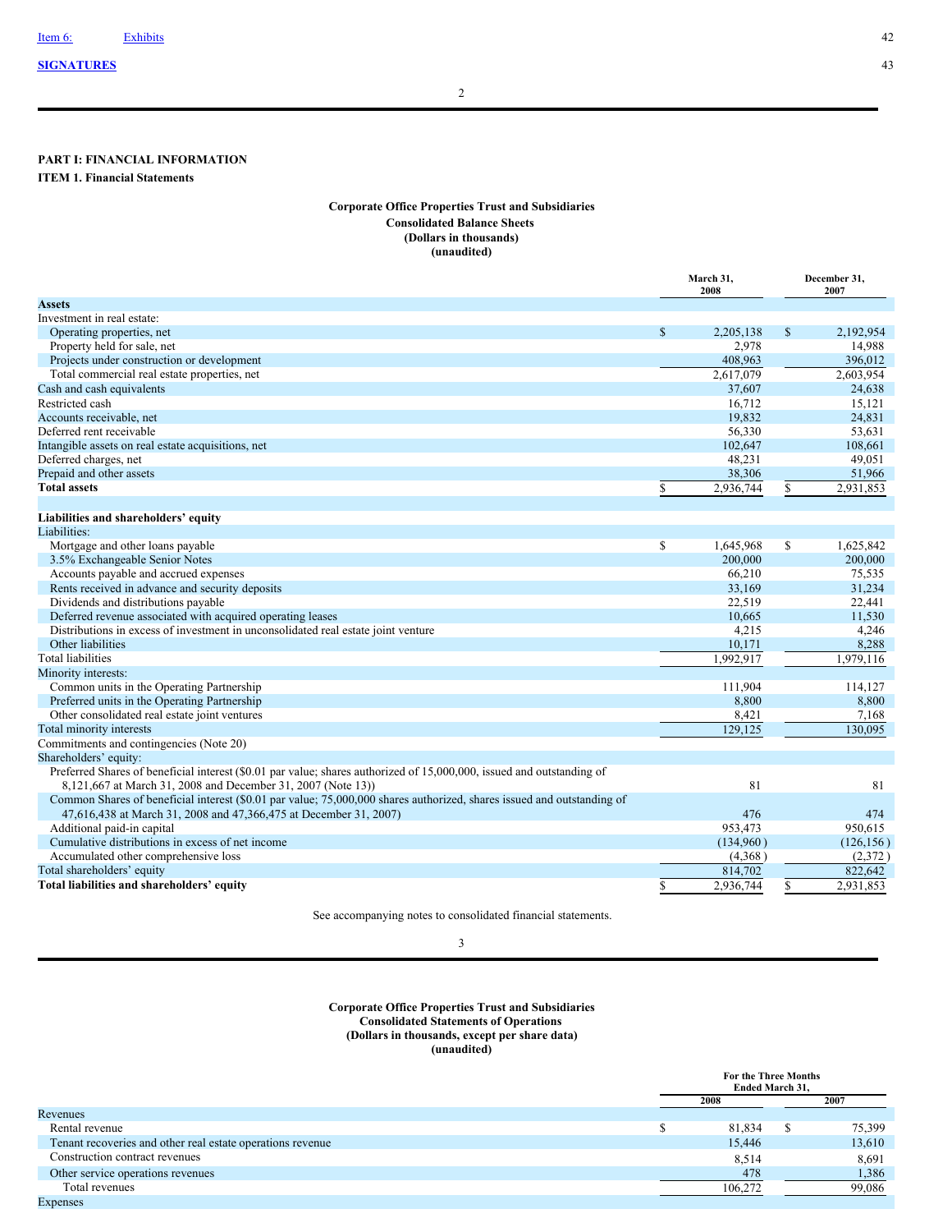| Item 6: | Exhibits | 42 |
|---|---|---|
| **SIGNATURES** | | 43 |

**PART I: FINANCIAL INFORMATION**

**ITEM 1. Financial Statements**

**Corporate Office Properties Trust and Subsidiaries**
**Consolidated Balance Sheets**
**(Dollars in thousands)**
**(unaudited)**

| | March 31, 2008 | December 31, 2007 |
|---|---|---|
| **Assets** | | |
| Investment in real estate: | | |
| Operating properties, net | $ 2,205,138 | $ 2,192,954 |
| Property held for sale, net | 2,978 | 14,988 |
| Projects under construction or development | 408,963 | 396,012 |
| Total commercial real estate properties, net | 2,617,079 | 2,603,954 |
| Cash and cash equivalents | 37,607 | 24,638 |
| Restricted cash | 16,712 | 15,121 |
| Accounts receivable, net | 19,832 | 24,831 |
| Deferred rent receivable | 56,330 | 53,631 |
| Intangible assets on real estate acquisitions, net | 102,647 | 108,661 |
| Deferred charges, net | 48,231 | 49,051 |
| Prepaid and other assets | 38,306 | 51,966 |
| **Total assets** | $ 2,936,744 | $ 2,931,853 |
| | | |
| **Liabilities and shareholders' equity** | | |
| Liabilities: | | |
| Mortgage and other loans payable | $ 1,645,968 | $ 1,625,842 |
| 3.5% Exchangeable Senior Notes | 200,000 | 200,000 |
| Accounts payable and accrued expenses | 66,210 | 75,535 |
| Rents received in advance and security deposits | 33,169 | 31,234 |
| Dividends and distributions payable | 22,519 | 22,441 |
| Deferred revenue associated with acquired operating leases | 10,665 | 11,530 |
| Distributions in excess of investment in unconsolidated real estate joint venture | 4,215 | 4,246 |
| Other liabilities | 10,171 | 8,288 |
| Total liabilities | 1,992,917 | 1,979,116 |
| Minority interests: | | |
| Common units in the Operating Partnership | 111,904 | 114,127 |
| Preferred units in the Operating Partnership | 8,800 | 8,800 |
| Other consolidated real estate joint ventures | 8,421 | 7,168 |
| Total minority interests | 129,125 | 130,095 |
| Commitments and contingencies (Note 20) | | |
| Shareholders' equity: | | |
| Preferred Shares of beneficial interest ($0.01 par value; shares authorized of 15,000,000, issued and outstanding of 8,121,667 at March 31, 2008 and December 31, 2007 (Note 13)) | 81 | 81 |
| Common Shares of beneficial interest ($0.01 par value; 75,000,000 shares authorized, shares issued and outstanding of 47,616,438 at March 31, 2008 and 47,366,475 at December 31, 2007) | 476 | 474 |
| Additional paid-in capital | 953,473 | 950,615 |
| Cumulative distributions in excess of net income | (134,960) | (126,156) |
| Accumulated other comprehensive loss | (4,368) | (2,372) |
| Total shareholders' equity | 814,702 | 822,642 |
| **Total liabilities and shareholders' equity** | $ 2,936,744 | $ 2,931,853 |

See accompanying notes to consolidated financial statements.

**Corporate Office Properties Trust and Subsidiaries**
**Consolidated Statements of Operations**
**(Dollars in thousands, except per share data)**
**(unaudited)**

| | For the Three Months Ended March 31, | |
|---|---|---|
| | 2008 | 2007 |
| Revenues | | |
| Rental revenue | $ 81,834 | $ 75,399 |
| Tenant recoveries and other real estate operations revenue | 15,446 | 13,610 |
| Construction contract revenues | 8,514 | 8,691 |
| Other service operations revenues | 478 | 1,386 |
| Total revenues | 106,272 | 99,086 |
| Expenses | | |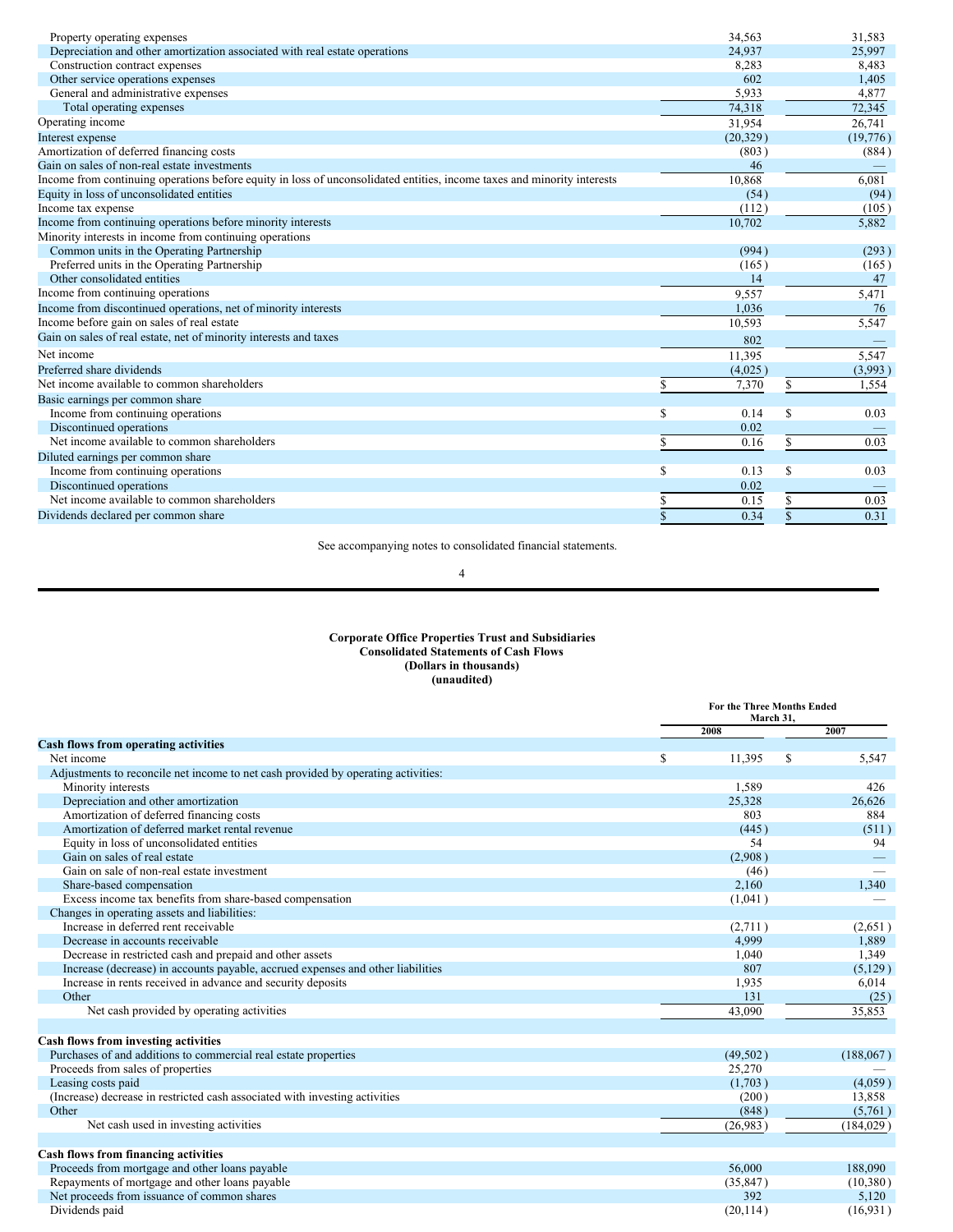| | | |
|---|---|---|
| Property operating expenses | 34,563 | 31,583 |
| Depreciation and other amortization associated with real estate operations | 24,937 | 25,997 |
| Construction contract expenses | 8,283 | 8,483 |
| Other service operations expenses | 602 | 1,405 |
| General and administrative expenses | 5,933 | 4,877 |
| Total operating expenses | 74,318 | 72,345 |
| Operating income | 31,954 | 26,741 |
| Interest expense | (20,329) | (19,776) |
| Amortization of deferred financing costs | (803) | (884) |
| Gain on sales of non-real estate investments | 46 | — |
| Income from continuing operations before equity in loss of unconsolidated entities, income taxes and minority interests | 10,868 | 6,081 |
| Equity in loss of unconsolidated entities | (54) | (94) |
| Income tax expense | (112) | (105) |
| Income from continuing operations before minority interests | 10,702 | 5,882 |
| Minority interests in income from continuing operations | | |
| Common units in the Operating Partnership | (994) | (293) |
| Preferred units in the Operating Partnership | (165) | (165) |
| Other consolidated entities | 14 | 47 |
| Income from continuing operations | 9,557 | 5,471 |
| Income from discontinued operations, net of minority interests | 1,036 | 76 |
| Income before gain on sales of real estate | 10,593 | 5,547 |
| Gain on sales of real estate, net of minority interests and taxes | 802 | — |
| Net income | 11,395 | 5,547 |
| Preferred share dividends | (4,025) | (3,993) |
| Net income available to common shareholders | $ 7,370 | $ 1,554 |
| Basic earnings per common share | | |
| Income from continuing operations | $ 0.14 | $ 0.03 |
| Discontinued operations | 0.02 | — |
| Net income available to common shareholders | $ 0.16 | $ 0.03 |
| Diluted earnings per common share | | |
| Income from continuing operations | $ 0.13 | $ 0.03 |
| Discontinued operations | 0.02 | — |
| Net income available to common shareholders | $ 0.15 | $ 0.03 |
| Dividends declared per common share | $ 0.34 | $ 0.31 |

See accompanying notes to consolidated financial statements.

**Corporate Office Properties Trust and Subsidiaries**
**Consolidated Statements of Cash Flows**
**(Dollars in thousands)**
**(unaudited)**

| | For the Three Months Ended March 31, | |
|---|---|---|
| | 2008 | 2007 |
| **Cash flows from operating activities** | | |
| Net income | $ 11,395 | $ 5,547 |
| Adjustments to reconcile net income to net cash provided by operating activities: | | |
| Minority interests | 1,589 | 426 |
| Depreciation and other amortization | 25,328 | 26,626 |
| Amortization of deferred financing costs | 803 | 884 |
| Amortization of deferred market rental revenue | (445) | (511) |
| Equity in loss of unconsolidated entities | 54 | 94 |
| Gain on sales of real estate | (2,908) | — |
| Gain on sale of non-real estate investment | (46) | — |
| Share-based compensation | 2,160 | 1,340 |
| Excess income tax benefits from share-based compensation | (1,041) | — |
| Changes in operating assets and liabilities: | | |
| Increase in deferred rent receivable | (2,711) | (2,651) |
| Decrease in accounts receivable | 4,999 | 1,889 |
| Decrease in restricted cash and prepaid and other assets | 1,040 | 1,349 |
| Increase (decrease) in accounts payable, accrued expenses and other liabilities | 807 | (5,129) |
| Increase in rents received in advance and security deposits | 1,935 | 6,014 |
| Other | 131 | (25) |
| Net cash provided by operating activities | 43,090 | 35,853 |
| | | |
| **Cash flows from investing activities** | | |
| Purchases of and additions to commercial real estate properties | (49,502) | (188,067) |
| Proceeds from sales of properties | 25,270 | — |
| Leasing costs paid | (1,703) | (4,059) |
| (Increase) decrease in restricted cash associated with investing activities | (200) | 13,858 |
| Other | (848) | (5,761) |
| Net cash used in investing activities | (26,983) | (184,029) |
| | | |
| **Cash flows from financing activities** | | |
| Proceeds from mortgage and other loans payable | 56,000 | 188,090 |
| Repayments of mortgage and other loans payable | (35,847) | (10,380) |
| Net proceeds from issuance of common shares | 392 | 5,120 |
| Dividends paid | (20,114) | (16,931) |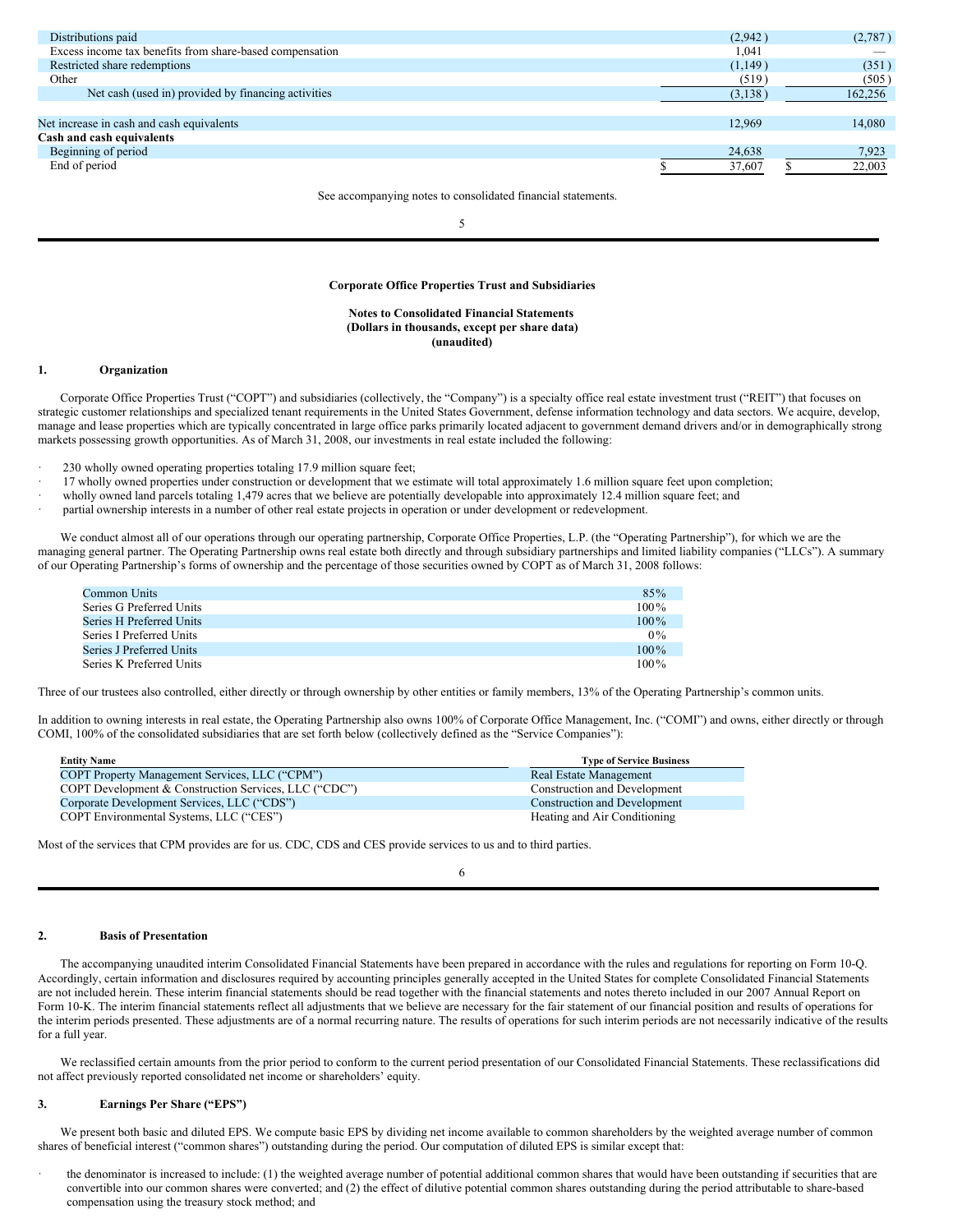| | | |
|---|---|---|
| Distributions paid | (2,942 ) | (2,787 ) |
| Excess income tax benefits from share-based compensation | 1,041 | — |
| Restricted share redemptions | (1,149 ) | (351 ) |
| Other | (519 ) | (505 ) |
| Net cash (used in) provided by financing activities | (3,138 ) | 162,256 |
| | | |
| Net increase in cash and cash equivalents | 12,969 | 14,080 |
| **Cash and cash equivalents** | | |
| Beginning of period | 24,638 | 7,923 |
| End of period | $ 37,607 | $ 22,003 |

See accompanying notes to consolidated financial statements.

**Corporate Office Properties Trust and Subsidiaries**

**Notes to Consolidated Financial Statements**
**(Dollars in thousands, except per share data)**
**(unaudited)**

## 1. Organization

Corporate Office Properties Trust ("COPT") and subsidiaries (collectively, the "Company") is a specialty office real estate investment trust ("REIT") that focuses on strategic customer relationships and specialized tenant requirements in the United States Government, defense information technology and data sectors. We acquire, develop, manage and lease properties which are typically concentrated in large office parks primarily located adjacent to government demand drivers and/or in demographically strong markets possessing growth opportunities. As of March 31, 2008, our investments in real estate included the following:

- 230 wholly owned operating properties totaling 17.9 million square feet;
- 17 wholly owned properties under construction or development that we estimate will total approximately 1.6 million square feet upon completion;
- wholly owned land parcels totaling 1,479 acres that we believe are potentially developable into approximately 12.4 million square feet; and
- partial ownership interests in a number of other real estate projects in operation or under development or redevelopment.

We conduct almost all of our operations through our operating partnership, Corporate Office Properties, L.P. (the "Operating Partnership"), for which we are the managing general partner. The Operating Partnership owns real estate both directly and through subsidiary partnerships and limited liability companies ("LLCs"). A summary of our Operating Partnership's forms of ownership and the percentage of those securities owned by COPT as of March 31, 2008 follows:

| | |
|---|---|
| Common Units | 85% |
| Series G Preferred Units | 100% |
| Series H Preferred Units | 100% |
| Series I Preferred Units | 0% |
| Series J Preferred Units | 100% |
| Series K Preferred Units | 100% |

Three of our trustees also controlled, either directly or through ownership by other entities or family members, 13% of the Operating Partnership's common units.

In addition to owning interests in real estate, the Operating Partnership also owns 100% of Corporate Office Management, Inc. ("COMI") and owns, either directly or through COMI, 100% of the consolidated subsidiaries that are set forth below (collectively defined as the "Service Companies"):

| Entity Name | Type of Service Business |
|---|---|
| COPT Property Management Services, LLC ("CPM") | Real Estate Management |
| COPT Development & Construction Services, LLC ("CDC") | Construction and Development |
| Corporate Development Services, LLC ("CDS") | Construction and Development |
| COPT Environmental Systems, LLC ("CES") | Heating and Air Conditioning |

Most of the services that CPM provides are for us. CDC, CDS and CES provide services to us and to third parties.

## 2. Basis of Presentation

The accompanying unaudited interim Consolidated Financial Statements have been prepared in accordance with the rules and regulations for reporting on Form 10-Q. Accordingly, certain information and disclosures required by accounting principles generally accepted in the United States for complete Consolidated Financial Statements are not included herein. These interim financial statements should be read together with the financial statements and notes thereto included in our 2007 Annual Report on Form 10-K. The interim financial statements reflect all adjustments that we believe are necessary for the fair statement of our financial position and results of operations for the interim periods presented. These adjustments are of a normal recurring nature. The results of operations for such interim periods are not necessarily indicative of the results for a full year.

We reclassified certain amounts from the prior period to conform to the current period presentation of our Consolidated Financial Statements. These reclassifications did not affect previously reported consolidated net income or shareholders' equity.

## 3. Earnings Per Share ("EPS")

We present both basic and diluted EPS. We compute basic EPS by dividing net income available to common shareholders by the weighted average number of common shares of beneficial interest ("common shares") outstanding during the period. Our computation of diluted EPS is similar except that:

- the denominator is increased to include: (1) the weighted average number of potential additional common shares that would have been outstanding if securities that are convertible into our common shares were converted; and (2) the effect of dilutive potential common shares outstanding during the period attributable to share-based compensation using the treasury stock method; and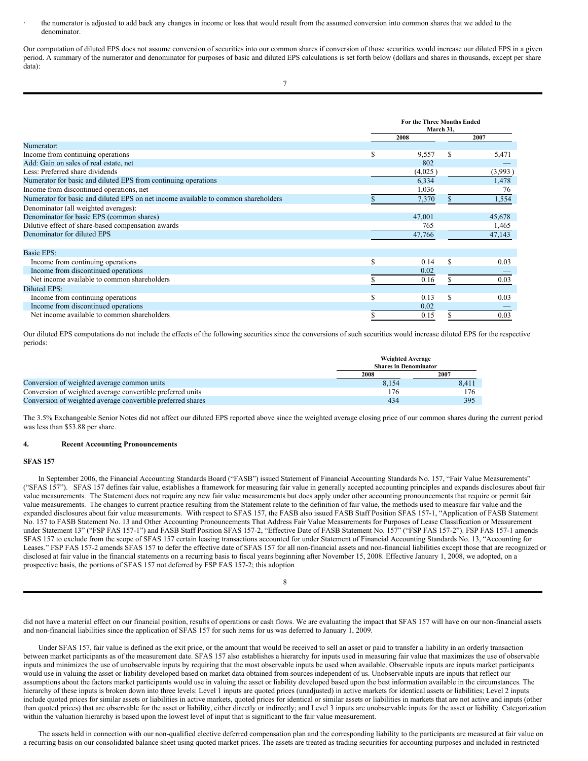- the numerator is adjusted to add back any changes in income or loss that would result from the assumed conversion into common shares that we added to the denominator.

Our computation of diluted EPS does not assume conversion of securities into our common shares if conversion of those securities would increase our diluted EPS in a given period. A summary of the numerator and denominator for purposes of basic and diluted EPS calculations is set forth below (dollars and shares in thousands, except per share data):

| | For the Three Months Ended March 31, | |
|---|---|---|
| | 2008 | 2007 |
| Numerator: | | |
| Income from continuing operations | $ 9,557 | $ 5,471 |
| Add: Gain on sales of real estate, net | 802 | — |
| Less: Preferred share dividends | (4,025) | (3,993) |
| Numerator for basic and diluted EPS from continuing operations | 6,334 | 1,478 |
| Income from discontinued operations, net | 1,036 | 76 |
| Numerator for basic and diluted EPS on net income available to common shareholders | $ 7,370 | $ 1,554 |
| Denominator (all weighted averages): | | |
| Denominator for basic EPS (common shares) | 47,001 | 45,678 |
| Dilutive effect of share-based compensation awards | 765 | 1,465 |
| Denominator for diluted EPS | 47,766 | 47,143 |
| | | |
| Basic EPS: | | |
| Income from continuing operations | $ 0.14 | $ 0.03 |
| Income from discontinued operations | 0.02 | — |
| Net income available to common shareholders | $ 0.16 | $ 0.03 |
| Diluted EPS: | | |
| Income from continuing operations | $ 0.13 | $ 0.03 |
| Income from discontinued operations | 0.02 | — |
| Net income available to common shareholders | $ 0.15 | $ 0.03 |

Our diluted EPS computations do not include the effects of the following securities since the conversions of such securities would increase diluted EPS for the respective periods:

| | Weighted Average Shares in Denominator | |
|---|---|---|
| | 2008 | 2007 |
| Conversion of weighted average common units | 8,154 | 8,411 |
| Conversion of weighted average convertible preferred units | 176 | 176 |
| Conversion of weighted average convertible preferred shares | 434 | 395 |

The 3.5% Exchangeable Senior Notes did not affect our diluted EPS reported above since the weighted average closing price of our common shares during the current period was less than $53.88 per share.

## 4. Recent Accounting Pronouncements

### SFAS 157

In September 2006, the Financial Accounting Standards Board ("FASB") issued Statement of Financial Accounting Standards No. 157, "Fair Value Measurements" ("SFAS 157"). SFAS 157 defines fair value, establishes a framework for measuring fair value in generally accepted accounting principles and expands disclosures about fair value measurements. The Statement does not require any new fair value measurements but does apply under other accounting pronouncements that require or permit fair value measurements. The changes to current practice resulting from the Statement relate to the definition of fair value, the methods used to measure fair value and the expanded disclosures about fair value measurements. With respect to SFAS 157, the FASB also issued FASB Staff Position SFAS 157-1, "Application of FASB Statement No. 157 to FASB Statement No. 13 and Other Accounting Pronouncements That Address Fair Value Measurements for Purposes of Lease Classification or Measurement under Statement 13" ("FSP FAS 157-1") and FASB Staff Position SFAS 157-2, "Effective Date of FASB Statement No. 157" ("FSP FAS 157-2"). FSP FAS 157-1 amends SFAS 157 to exclude from the scope of SFAS 157 certain leasing transactions accounted for under Statement of Financial Accounting Standards No. 13, "Accounting for Leases." FSP FAS 157-2 amends SFAS 157 to defer the effective date of SFAS 157 for all non-financial assets and non-financial liabilities except those that are recognized or disclosed at fair value in the financial statements on a recurring basis to fiscal years beginning after November 15, 2008. Effective January 1, 2008, we adopted, on a prospective basis, the portions of SFAS 157 not deferred by FSP FAS 157-2; this adoption did not have a material effect on our financial position, results of operations or cash flows. We are evaluating the impact that SFAS 157 will have on our non-financial assets and non-financial liabilities since the application of SFAS 157 for such items for us was deferred to January 1, 2009.

Under SFAS 157, fair value is defined as the exit price, or the amount that would be received to sell an asset or paid to transfer a liability in an orderly transaction between market participants as of the measurement date. SFAS 157 also establishes a hierarchy for inputs used in measuring fair value that maximizes the use of observable inputs and minimizes the use of unobservable inputs by requiring that the most observable inputs be used when available. Observable inputs are inputs market participants would use in valuing the asset or liability developed based on market data obtained from sources independent of us. Unobservable inputs are inputs that reflect our assumptions about the factors market participants would use in valuing the asset or liability developed based upon the best information available in the circumstances. The hierarchy of these inputs is broken down into three levels: Level 1 inputs are quoted prices (unadjusted) in active markets for identical assets or liabilities; Level 2 inputs include quoted prices for similar assets or liabilities in active markets, quoted prices for identical or similar assets or liabilities in markets that are not active and inputs (other than quoted prices) that are observable for the asset or liability, either directly or indirectly; and Level 3 inputs are unobservable inputs for the asset or liability. Categorization within the valuation hierarchy is based upon the lowest level of input that is significant to the fair value measurement.

The assets held in connection with our non-qualified elective deferred compensation plan and the corresponding liability to the participants are measured at fair value on a recurring basis on our consolidated balance sheet using quoted market prices. The assets are treated as trading securities for accounting purposes and included in restricted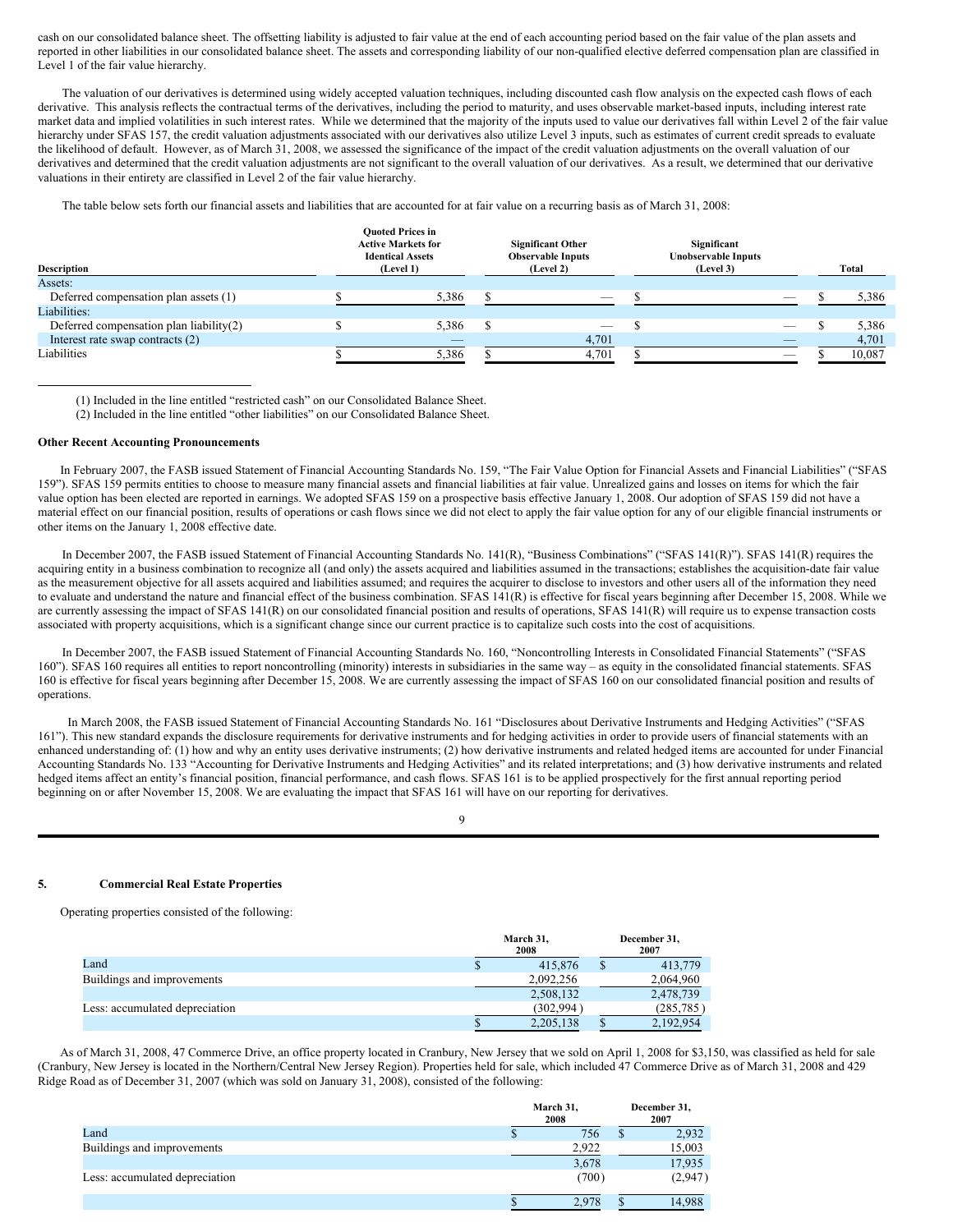cash on our consolidated balance sheet. The offsetting liability is adjusted to fair value at the end of each accounting period based on the fair value of the plan assets and reported in other liabilities in our consolidated balance sheet. The assets and corresponding liability of our non-qualified elective deferred compensation plan are classified in Level 1 of the fair value hierarchy.

The valuation of our derivatives is determined using widely accepted valuation techniques, including discounted cash flow analysis on the expected cash flows of each derivative. This analysis reflects the contractual terms of the derivatives, including the period to maturity, and uses observable market-based inputs, including interest rate market data and implied volatilities in such interest rates. While we determined that the majority of the inputs used to value our derivatives fall within Level 2 of the fair value hierarchy under SFAS 157, the credit valuation adjustments associated with our derivatives also utilize Level 3 inputs, such as estimates of current credit spreads to evaluate the likelihood of default. However, as of March 31, 2008, we assessed the significance of the impact of the credit valuation adjustments on the overall valuation of our derivatives and determined that the credit valuation adjustments are not significant to the overall valuation of our derivatives. As a result, we determined that our derivative valuations in their entirety are classified in Level 2 of the fair value hierarchy.

The table below sets forth our financial assets and liabilities that are accounted for at fair value on a recurring basis as of March 31, 2008:

| Description | Quoted Prices in Active Markets for Identical Assets (Level 1) | Significant Other Observable Inputs (Level 2) | Significant Unobservable Inputs (Level 3) | Total |
|---|---|---|---|---|
| Assets: | | | | |
| Deferred compensation plan assets (1) | $ 5,386 | $ — | $ — | $ 5,386 |
| Liabilities: | | | | |
| Deferred compensation plan liability(2) | $ 5,386 | $ — | $ — | $ 5,386 |
| Interest rate swap contracts (2) | — | 4,701 | — | 4,701 |
| Liabilities | $ 5,386 | $ 4,701 | $ — | $ 10,087 |

(1) Included in the line entitled "restricted cash" on our Consolidated Balance Sheet.

(2) Included in the line entitled "other liabilities" on our Consolidated Balance Sheet.

**Other Recent Accounting Pronouncements**

In February 2007, the FASB issued Statement of Financial Accounting Standards No. 159, "The Fair Value Option for Financial Assets and Financial Liabilities" ("SFAS 159"). SFAS 159 permits entities to choose to measure many financial assets and financial liabilities at fair value. Unrealized gains and losses on items for which the fair value option has been elected are reported in earnings. We adopted SFAS 159 on a prospective basis effective January 1, 2008. Our adoption of SFAS 159 did not have a material effect on our financial position, results of operations or cash flows since we did not elect to apply the fair value option for any of our eligible financial instruments or other items on the January 1, 2008 effective date.

In December 2007, the FASB issued Statement of Financial Accounting Standards No. 141(R), "Business Combinations" ("SFAS 141(R)"). SFAS 141(R) requires the acquiring entity in a business combination to recognize all (and only) the assets acquired and liabilities assumed in the transactions; establishes the acquisition-date fair value as the measurement objective for all assets acquired and liabilities assumed; and requires the acquirer to disclose to investors and other users all of the information they need to evaluate and understand the nature and financial effect of the business combination. SFAS 141(R) is effective for fiscal years beginning after December 15, 2008. While we are currently assessing the impact of SFAS 141(R) on our consolidated financial position and results of operations, SFAS 141(R) will require us to expense transaction costs associated with property acquisitions, which is a significant change since our current practice is to capitalize such costs into the cost of acquisitions.

In December 2007, the FASB issued Statement of Financial Accounting Standards No. 160, "Noncontrolling Interests in Consolidated Financial Statements" ("SFAS 160"). SFAS 160 requires all entities to report noncontrolling (minority) interests in subsidiaries in the same way – as equity in the consolidated financial statements. SFAS 160 is effective for fiscal years beginning after December 15, 2008. We are currently assessing the impact of SFAS 160 on our consolidated financial position and results of operations.

In March 2008, the FASB issued Statement of Financial Accounting Standards No. 161 "Disclosures about Derivative Instruments and Hedging Activities" ("SFAS 161"). This new standard expands the disclosure requirements for derivative instruments and for hedging activities in order to provide users of financial statements with an enhanced understanding of: (1) how and why an entity uses derivative instruments; (2) how derivative instruments and related hedged items are accounted for under Financial Accounting Standards No. 133 "Accounting for Derivative Instruments and Hedging Activities" and its related interpretations; and (3) how derivative instruments and related hedged items affect an entity's financial position, financial performance, and cash flows. SFAS 161 is to be applied prospectively for the first annual reporting period beginning on or after November 15, 2008. We are evaluating the impact that SFAS 161 will have on our reporting for derivatives.

## 5. Commercial Real Estate Properties

Operating properties consisted of the following:

| | March 31, 2008 | December 31, 2007 |
|---|---|---|
| Land | $ 415,876 | $ 413,779 |
| Buildings and improvements | 2,092,256 | 2,064,960 |
| | 2,508,132 | 2,478,739 |
| Less: accumulated depreciation | (302,994) | (285,785) |
| | $ 2,205,138 | $ 2,192,954 |

As of March 31, 2008, 47 Commerce Drive, an office property located in Cranbury, New Jersey that we sold on April 1, 2008 for $3,150, was classified as held for sale (Cranbury, New Jersey is located in the Northern/Central New Jersey Region). Properties held for sale, which included 47 Commerce Drive as of March 31, 2008 and 429 Ridge Road as of December 31, 2007 (which was sold on January 31, 2008), consisted of the following:

| | March 31, 2008 | December 31, 2007 |
|---|---|---|
| Land | $ 756 | $ 2,932 |
| Buildings and improvements | 2,922 | 15,003 |
| | 3,678 | 17,935 |
| Less: accumulated depreciation | (700) | (2,947) |
| | $ 2,978 | $ 14,988 |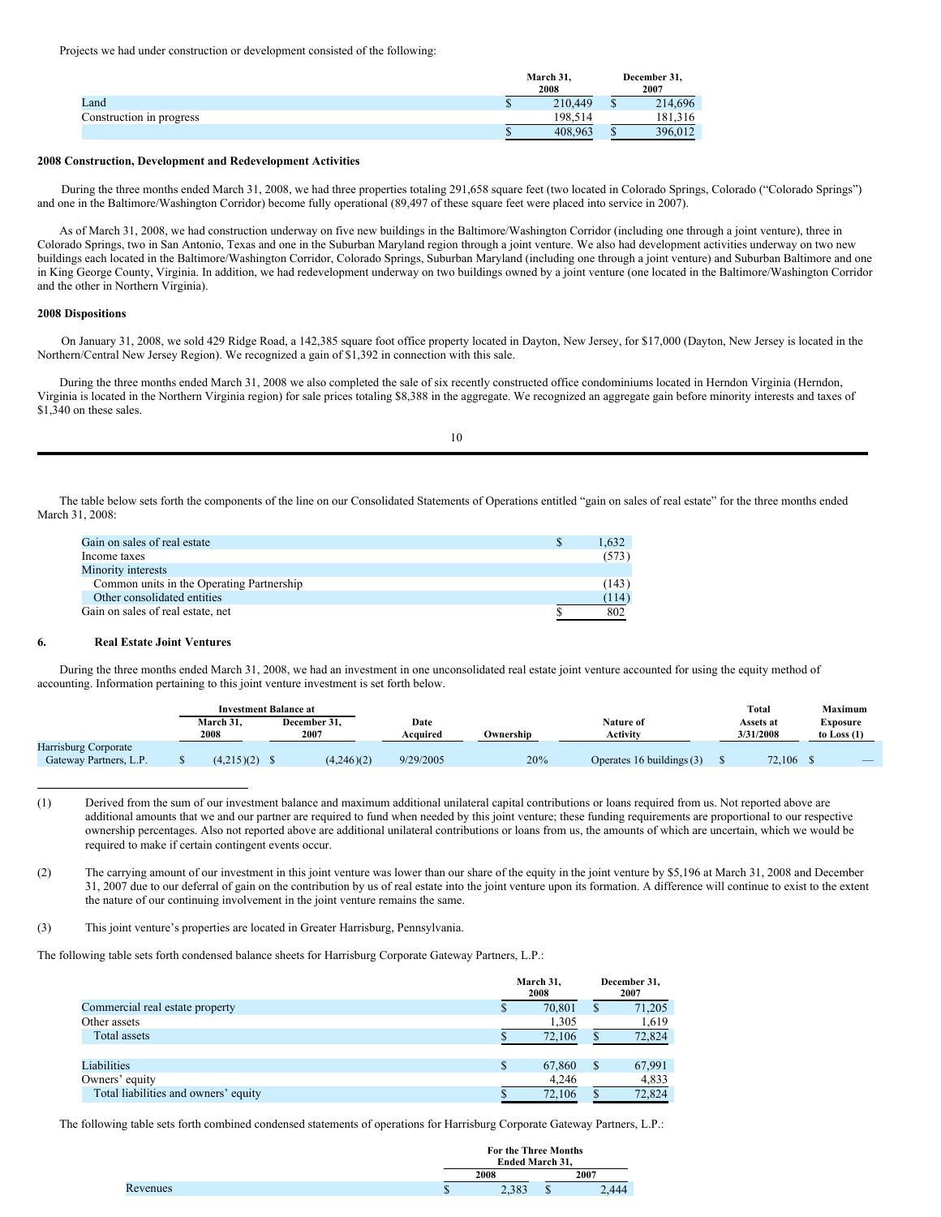Projects we had under construction or development consisted of the following:

| | March 31, 2008 | December 31, 2007 |
|---|---|---|
| Land | $ 210,449 | $ 214,696 |
| Construction in progress | 198,514 | 181,316 |
| | $ 408,963 | $ 396,012 |

**2008 Construction, Development and Redevelopment Activities**

During the three months ended March 31, 2008, we had three properties totaling 291,658 square feet (two located in Colorado Springs, Colorado ("Colorado Springs") and one in the Baltimore/Washington Corridor) become fully operational (89,497 of these square feet were placed into service in 2007).

As of March 31, 2008, we had construction underway on five new buildings in the Baltimore/Washington Corridor (including one through a joint venture), three in Colorado Springs, two in San Antonio, Texas and one in the Suburban Maryland region through a joint venture. We also had development activities underway on two new buildings each located in the Baltimore/Washington Corridor, Colorado Springs, Suburban Maryland (including one through a joint venture) and Suburban Baltimore and one in King George County, Virginia. In addition, we had redevelopment underway on two buildings owned by a joint venture (one located in the Baltimore/Washington Corridor and the other in Northern Virginia).

**2008 Dispositions**

On January 31, 2008, we sold 429 Ridge Road, a 142,385 square foot office property located in Dayton, New Jersey, for $17,000 (Dayton, New Jersey is located in the Northern/Central New Jersey Region). We recognized a gain of $1,392 in connection with this sale.

During the three months ended March 31, 2008 we also completed the sale of six recently constructed office condominiums located in Herndon Virginia (Herndon, Virginia is located in the Northern Virginia region) for sale prices totaling $8,388 in the aggregate. We recognized an aggregate gain before minority interests and taxes of $1,340 on these sales.

The table below sets forth the components of the line on our Consolidated Statements of Operations entitled "gain on sales of real estate" for the three months ended March 31, 2008:

| | |
|---|---|
| Gain on sales of real estate | $ 1,632 |
| Income taxes | (573) |
| Minority interests | |
| Common units in the Operating Partnership | (143) |
| Other consolidated entities | (114) |
| Gain on sales of real estate, net | $ 802 |

**6. Real Estate Joint Ventures**

During the three months ended March 31, 2008, we had an investment in one unconsolidated real estate joint venture accounted for using the equity method of accounting. Information pertaining to this joint venture investment is set forth below.

| | Investment Balance at | | | | | | |
|---|---|---|---|---|---|---|---|
| | March 31, 2008 | December 31, 2007 | Date Acquired | Ownership | Nature of Activity | Total Assets at 3/31/2008 | Maximum Exposure to Loss (1) |
| Harrisburg Corporate Gateway Partners, L.P. | $ (4,215)(2) | $ (4,246)(2) | 9/29/2005 | 20% | Operates 16 buildings (3) | $ 72,106 | $ — |

(1) Derived from the sum of our investment balance and maximum additional unilateral capital contributions or loans required from us. Not reported above are additional amounts that we and our partner are required to fund when needed by this joint venture; these funding requirements are proportional to our respective ownership percentages. Also not reported above are additional unilateral contributions or loans from us, the amounts of which are uncertain, which we would be required to make if certain contingent events occur.

(2) The carrying amount of our investment in this joint venture was lower than our share of the equity in the joint venture by $5,196 at March 31, 2008 and December 31, 2007 due to our deferral of gain on the contribution by us of real estate into the joint venture upon its formation. A difference will continue to exist to the extent the nature of our continuing involvement in the joint venture remains the same.

(3) This joint venture's properties are located in Greater Harrisburg, Pennsylvania.

The following table sets forth condensed balance sheets for Harrisburg Corporate Gateway Partners, L.P.:

| | March 31, 2008 | December 31, 2007 |
|---|---|---|
| Commercial real estate property | $ 70,801 | $ 71,205 |
| Other assets | 1,305 | 1,619 |
| Total assets | $ 72,106 | $ 72,824 |
| | | |
| Liabilities | $ 67,860 | $ 67,991 |
| Owners' equity | 4,246 | 4,833 |
| Total liabilities and owners' equity | $ 72,106 | $ 72,824 |

The following table sets forth combined condensed statements of operations for Harrisburg Corporate Gateway Partners, L.P.:

| | For the Three Months Ended March 31, | |
|---|---|---|
| | 2008 | 2007 |
| Revenues | $ 2,383 | $ 2,444 |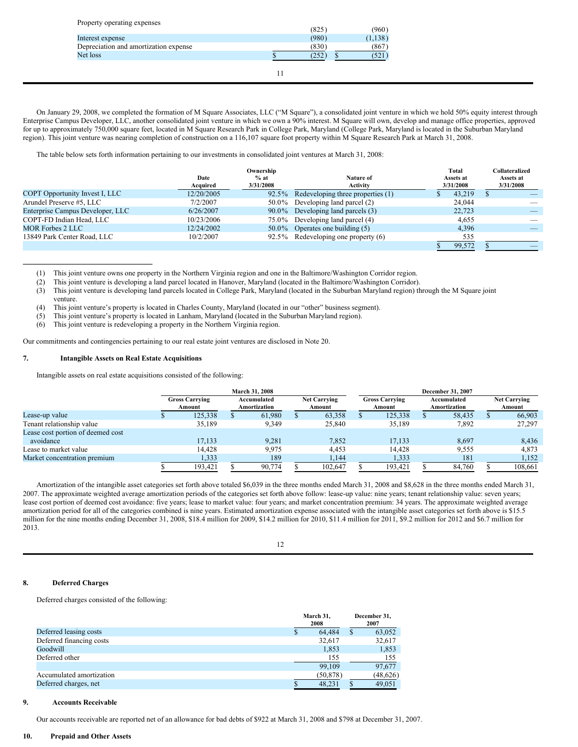| | | |
|---|---|---|
| Property operating expenses | (825) | (960) |
| Interest expense | (980) | (1,138) |
| Depreciation and amortization expense | (830) | (867) |
| Net loss | $ (252) | $ (521) |

On January 29, 2008, we completed the formation of M Square Associates, LLC ("M Square"), a consolidated joint venture in which we hold 50% equity interest through Enterprise Campus Developer, LLC, another consolidated joint venture in which we own a 90% interest. M Square will own, develop and manage office properties, approved for up to approximately 750,000 square feet, located in M Square Research Park in College Park, Maryland (College Park, Maryland is located in the Suburban Maryland region). This joint venture was nearing completion of construction on a 116,107 square foot property within M Square Research Park at March 31, 2008.

The table below sets forth information pertaining to our investments in consolidated joint ventures at March 31, 2008:

| | Date Acquired | Ownership % at 3/31/2008 | Nature of Activity | Total Assets at 3/31/2008 | Collateralized Assets at 3/31/2008 |
|---|---|---|---|---|---|
| COPT Opportunity Invest I, LLC | 12/20/2005 | 92.5% | Redeveloping three properties (1) | $ 43,219 | $ — |
| Arundel Preserve #5, LLC | 7/2/2007 | 50.0% | Developing land parcel (2) | 24,044 | — |
| Enterprise Campus Developer, LLC | 6/26/2007 | 90.0% | Developing land parcels (3) | 22,723 | — |
| COPT-FD Indian Head, LLC | 10/23/2006 | 75.0% | Developing land parcel (4) | 4,655 | — |
| MOR Forbes 2 LLC | 12/24/2002 | 50.0% | Operates one building (5) | 4,396 | — |
| 13849 Park Center Road, LLC | 10/2/2007 | 92.5% | Redeveloping one property (6) | 535 | |
| | | | | $ 99,572 | $ — |

(1) This joint venture owns one property in the Northern Virginia region and one in the Baltimore/Washington Corridor region.
(2) This joint venture is developing a land parcel located in Hanover, Maryland (located in the Baltimore/Washington Corridor).
(3) This joint venture is developing land parcels located in College Park, Maryland (located in the Suburban Maryland region) through the M Square joint venture.
(4) This joint venture's property is located in Charles County, Maryland (located in our "other" business segment).
(5) This joint venture's property is located in Lanham, Maryland (located in the Suburban Maryland region).
(6) This joint venture is redeveloping a property in the Northern Virginia region.

Our commitments and contingencies pertaining to our real estate joint ventures are disclosed in Note 20.

## 7. Intangible Assets on Real Estate Acquisitions

Intangible assets on real estate acquisitions consisted of the following:

| | March 31, 2008 | | | December 31, 2007 | | |
|---|---|---|---|---|---|---|
| | Gross Carrying Amount | Accumulated Amortization | Net Carrying Amount | Gross Carrying Amount | Accumulated Amortization | Net Carrying Amount |
| Lease-up value | $ 125,338 | $ 61,980 | $ 63,358 | $ 125,338 | $ 58,435 | $ 66,903 |
| Tenant relationship value | 35,189 | 9,349 | 25,840 | 35,189 | 7,892 | 27,297 |
| Lease cost portion of deemed cost avoidance | 17,133 | 9,281 | 7,852 | 17,133 | 8,697 | 8,436 |
| Lease to market value | 14,428 | 9,975 | 4,453 | 14,428 | 9,555 | 4,873 |
| Market concentration premium | 1,333 | 189 | 1,144 | 1,333 | 181 | 1,152 |
| | $ 193,421 | $ 90,774 | $ 102,647 | $ 193,421 | $ 84,760 | $ 108,661 |

Amortization of the intangible asset categories set forth above totaled $6,039 in the three months ended March 31, 2008 and $8,628 in the three months ended March 31, 2007. The approximate weighted average amortization periods of the categories set forth above follow: lease-up value: nine years; tenant relationship value: seven years; lease cost portion of deemed cost avoidance: five years; lease to market value: four years; and market concentration premium: 34 years. The approximate weighted average amortization period for all of the categories combined is nine years. Estimated amortization expense associated with the intangible asset categories set forth above is $15.5 million for the nine months ending December 31, 2008, $18.4 million for 2009, $14.2 million for 2010, $11.4 million for 2011, $9.2 million for 2012 and $6.7 million for 2013.

## 8. Deferred Charges

Deferred charges consisted of the following:

| | March 31, 2008 | December 31, 2007 |
|---|---|---|
| Deferred leasing costs | $ 64,484 | $ 63,052 |
| Deferred financing costs | 32,617 | 32,617 |
| Goodwill | 1,853 | 1,853 |
| Deferred other | 155 | 155 |
| | 99,109 | 97,677 |
| Accumulated amortization | (50,878) | (48,626) |
| Deferred charges, net | $ 48,231 | $ 49,051 |

## 9. Accounts Receivable

Our accounts receivable are reported net of an allowance for bad debts of $922 at March 31, 2008 and $798 at December 31, 2007.

## 10. Prepaid and Other Assets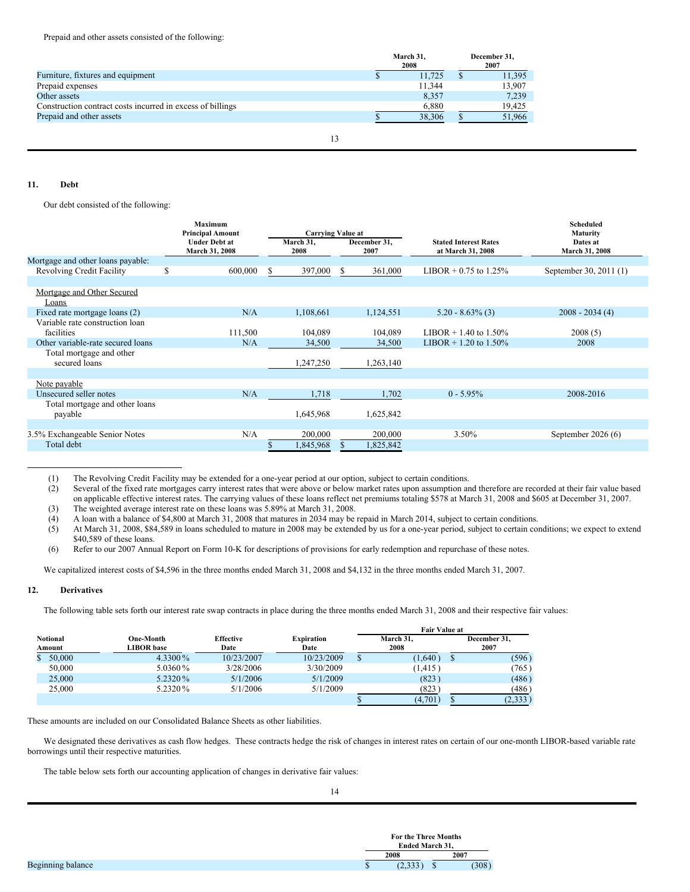Prepaid and other assets consisted of the following:

| | March 31, 2008 | December 31, 2007 |
|---|---|---|
| Furniture, fixtures and equipment | $ 11,725 | $ 11,395 |
| Prepaid expenses | 11,344 | 13,907 |
| Other assets | 8,357 | 7,239 |
| Construction contract costs incurred in excess of billings | 6,880 | 19,425 |
| Prepaid and other assets | $ 38,306 | $ 51,966 |

## 11. Debt

Our debt consisted of the following:

| | Maximum Principal Amount Under Debt at March 31, 2008 | Carrying Value at | | Stated Interest Rates at March 31, 2008 | Scheduled Maturity Dates at March 31, 2008 |
|---|---|---|---|---|---|
| | | March 31, 2008 | December 31, 2007 | | |
| Mortgage and other loans payable: | | | | | |
| Revolving Credit Facility | $ 600,000 | $ 397,000 | $ 361,000 | LIBOR + 0.75 to 1.25% | September 30, 2011 (1) |
| Mortgage and Other Secured Loans | | | | | |
| Fixed rate mortgage loans (2) | N/A | 1,108,661 | 1,124,551 | 5.20 - 8.63% (3) | 2008 - 2034 (4) |
| Variable rate construction loan facilities | 111,500 | 104,089 | 104,089 | LIBOR + 1.40 to 1.50% | 2008 (5) |
| Other variable-rate secured loans | N/A | 34,500 | 34,500 | LIBOR + 1.20 to 1.50% | 2008 |
| Total mortgage and other secured loans | | 1,247,250 | 1,263,140 | | |
| Note payable | | | | | |
| Unsecured seller notes | N/A | 1,718 | 1,702 | 0 - 5.95% | 2008-2016 |
| Total mortgage and other loans payable | | 1,645,968 | 1,625,842 | | |
| 3.5% Exchangeable Senior Notes | N/A | 200,000 | 200,000 | 3.50% | September 2026 (6) |
| Total debt | | $ 1,845,968 | $ 1,825,842 | | |

(1) The Revolving Credit Facility may be extended for a one-year period at our option, subject to certain conditions.

(2) Several of the fixed rate mortgages carry interest rates that were above or below market rates upon assumption and therefore are recorded at their fair value based on applicable effective interest rates. The carrying values of these loans reflect net premiums totaling $578 at March 31, 2008 and $605 at December 31, 2007.

(3) The weighted average interest rate on these loans was 5.89% at March 31, 2008.

(4) A loan with a balance of $4,800 at March 31, 2008 that matures in 2034 may be repaid in March 2014, subject to certain conditions.

(5) At March 31, 2008, $84,589 in loans scheduled to mature in 2008 may be extended by us for a one-year period, subject to certain conditions; we expect to extend $40,589 of these loans.

(6) Refer to our 2007 Annual Report on Form 10-K for descriptions of provisions for early redemption and repurchase of these notes.

We capitalized interest costs of $4,596 in the three months ended March 31, 2008 and $4,132 in the three months ended March 31, 2007.

## 12. Derivatives

The following table sets forth our interest rate swap contracts in place during the three months ended March 31, 2008 and their respective fair values:

| Notional Amount | One-Month LIBOR base | Effective Date | Expiration Date | Fair Value at March 31, 2008 | Fair Value at December 31, 2007 |
|---|---|---|---|---|---|
| $ 50,000 | 4.3300% | 10/23/2007 | 10/23/2009 | $ (1,640) | $ (596) |
| 50,000 | 5.0360% | 3/28/2006 | 3/30/2009 | (1,415) | (765) |
| 25,000 | 5.2320% | 5/1/2006 | 5/1/2009 | (823) | (486) |
| 25,000 | 5.2320% | 5/1/2006 | 5/1/2009 | (823) | (486) |
| | | | | $ (4,701) | $ (2,333) |

These amounts are included on our Consolidated Balance Sheets as other liabilities.

We designated these derivatives as cash flow hedges. These contracts hedge the risk of changes in interest rates on certain of our one-month LIBOR-based variable rate borrowings until their respective maturities.

The table below sets forth our accounting application of changes in derivative fair values:

| | For the Three Months Ended March 31, 2008 | For the Three Months Ended March 31, 2007 |
|---|---|---|
| Beginning balance | $ (2,333) | $ (308) |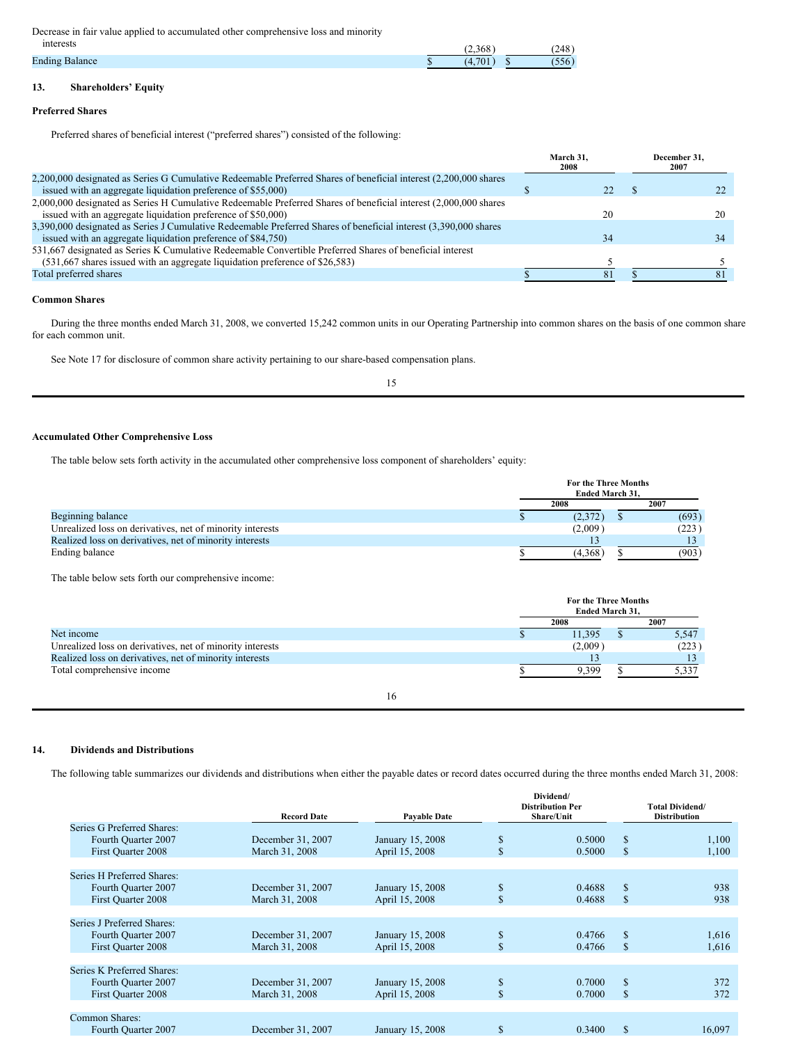| | | |
|---|---|---|
| Decrease in fair value applied to accumulated other comprehensive loss and minority interests | (2,368) | (248) |
| Ending Balance | $ (4,701) | $ (556) |

## 13. Shareholders' Equity

### Preferred Shares

Preferred shares of beneficial interest ("preferred shares") consisted of the following:

| | March 31, 2008 | December 31, 2007 |
|---|---|---|
| 2,200,000 designated as Series G Cumulative Redeemable Preferred Shares of beneficial interest (2,200,000 shares issued with an aggregate liquidation preference of $55,000) | $ 22 | $ 22 |
| 2,000,000 designated as Series H Cumulative Redeemable Preferred Shares of beneficial interest (2,000,000 shares issued with an aggregate liquidation preference of $50,000) | 20 | 20 |
| 3,390,000 designated as Series J Cumulative Redeemable Preferred Shares of beneficial interest (3,390,000 shares issued with an aggregate liquidation preference of $84,750) | 34 | 34 |
| 531,667 designated as Series K Cumulative Redeemable Convertible Preferred Shares of beneficial interest (531,667 shares issued with an aggregate liquidation preference of $26,583) | 5 | 5 |
| Total preferred shares | $ 81 | $ 81 |

### Common Shares

During the three months ended March 31, 2008, we converted 15,242 common units in our Operating Partnership into common shares on the basis of one common share for each common unit.

See Note 17 for disclosure of common share activity pertaining to our share-based compensation plans.

### Accumulated Other Comprehensive Loss

The table below sets forth activity in the accumulated other comprehensive loss component of shareholders' equity:

| | For the Three Months Ended March 31, | |
|---|---|---|
| | 2008 | 2007 |
| Beginning balance | $ (2,372) | $ (693) |
| Unrealized loss on derivatives, net of minority interests | (2,009) | (223) |
| Realized loss on derivatives, net of minority interests | 13 | 13 |
| Ending balance | $ (4,368) | $ (903) |

The table below sets forth our comprehensive income:

| | For the Three Months Ended March 31, | |
|---|---|---|
| | 2008 | 2007 |
| Net income | $ 11,395 | $ 5,547 |
| Unrealized loss on derivatives, net of minority interests | (2,009) | (223) |
| Realized loss on derivatives, net of minority interests | 13 | 13 |
| Total comprehensive income | $ 9,399 | $ 5,337 |

## 14. Dividends and Distributions

The following table summarizes our dividends and distributions when either the payable dates or record dates occurred during the three months ended March 31, 2008:

| | Record Date | Payable Date | Dividend/ Distribution Per Share/Unit | Total Dividend/ Distribution |
|---|---|---|---|---|
| Series G Preferred Shares: | | | | |
| Fourth Quarter 2007 | December 31, 2007 | January 15, 2008 | $ 0.5000 | $ 1,100 |
| First Quarter 2008 | March 31, 2008 | April 15, 2008 | $ 0.5000 | $ 1,100 |
| | | | | |
| Series H Preferred Shares: | | | | |
| Fourth Quarter 2007 | December 31, 2007 | January 15, 2008 | $ 0.4688 | $ 938 |
| First Quarter 2008 | March 31, 2008 | April 15, 2008 | $ 0.4688 | $ 938 |
| | | | | |
| Series J Preferred Shares: | | | | |
| Fourth Quarter 2007 | December 31, 2007 | January 15, 2008 | $ 0.4766 | $ 1,616 |
| First Quarter 2008 | March 31, 2008 | April 15, 2008 | $ 0.4766 | $ 1,616 |
| | | | | |
| Series K Preferred Shares: | | | | |
| Fourth Quarter 2007 | December 31, 2007 | January 15, 2008 | $ 0.7000 | $ 372 |
| First Quarter 2008 | March 31, 2008 | April 15, 2008 | $ 0.7000 | $ 372 |
| | | | | |
| Common Shares: | | | | |
| Fourth Quarter 2007 | December 31, 2007 | January 15, 2008 | $ 0.3400 | $ 16,097 |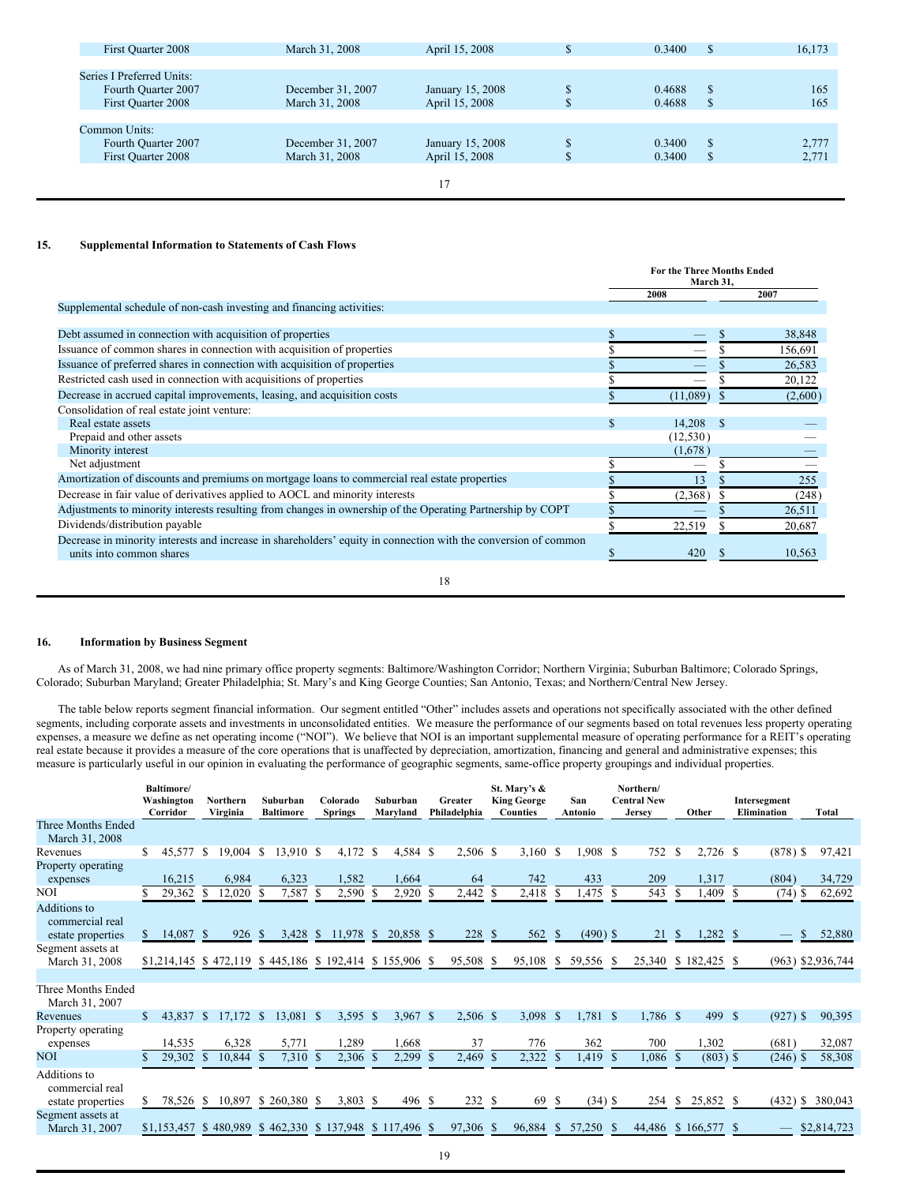| | | | | |
|---|---|---|---|---|
| First Quarter 2008 | March 31, 2008 | April 15, 2008 | $ 0.3400 | $ 16,173 |
| | | | | |
| Series I Preferred Units: | | | | |
| Fourth Quarter 2007 | December 31, 2007 | January 15, 2008 | $ 0.4688 | $ 165 |
| First Quarter 2008 | March 31, 2008 | April 15, 2008 | $ 0.4688 | $ 165 |
| | | | | |
| Common Units: | | | | |
| Fourth Quarter 2007 | December 31, 2007 | January 15, 2008 | $ 0.3400 | $ 2,777 |
| First Quarter 2008 | March 31, 2008 | April 15, 2008 | $ 0.3400 | $ 2,771 |

## 15. Supplemental Information to Statements of Cash Flows

| | For the Three Months Ended March 31, | |
|---|---|---|
| | 2008 | 2007 |
| Supplemental schedule of non-cash investing and financing activities: | | |
| | | |
| Debt assumed in connection with acquisition of properties | $ — | $ 38,848 |
| Issuance of common shares in connection with acquisition of properties | $ — | $ 156,691 |
| Issuance of preferred shares in connection with acquisition of properties | $ — | $ 26,583 |
| Restricted cash used in connection with acquisitions of properties | $ — | $ 20,122 |
| Decrease in accrued capital improvements, leasing, and acquisition costs | $ (11,089) | $ (2,600) |
| Consolidation of real estate joint venture: | | |
| Real estate assets | $ 14,208 | $ — |
| Prepaid and other assets | (12,530) | — |
| Minority interest | (1,678) | — |
| Net adjustment | $ — | $ — |
| Amortization of discounts and premiums on mortgage loans to commercial real estate properties | $ 13 | $ 255 |
| Decrease in fair value of derivatives applied to AOCL and minority interests | $ (2,368) | $ (248) |
| Adjustments to minority interests resulting from changes in ownership of the Operating Partnership by COPT | $ — | $ 26,511 |
| Dividends/distribution payable | $ 22,519 | $ 20,687 |
| Decrease in minority interests and increase in shareholders' equity in connection with the conversion of common units into common shares | $ 420 | $ 10,563 |

## 16. Information by Business Segment

As of March 31, 2008, we had nine primary office property segments: Baltimore/Washington Corridor; Northern Virginia; Suburban Baltimore; Colorado Springs, Colorado; Suburban Maryland; Greater Philadelphia; St. Mary's and King George Counties; San Antonio, Texas; and Northern/Central New Jersey.

The table below reports segment financial information. Our segment entitled "Other" includes assets and operations not specifically associated with the other defined segments, including corporate assets and investments in unconsolidated entities. We measure the performance of our segments based on total revenues less property operating expenses, a measure we define as net operating income ("NOI"). We believe that NOI is an important supplemental measure of operating performance for a REIT's operating real estate because it provides a measure of the core operations that is unaffected by depreciation, amortization, financing and general and administrative expenses; this measure is particularly useful in our opinion in evaluating the performance of geographic segments, same-office property groupings and individual properties.

| | Baltimore/ Washington Corridor | Northern Virginia | Suburban Baltimore | Colorado Springs | Suburban Maryland | Greater Philadelphia | St. Mary's & King George Counties | San Antonio | Northern/ Central New Jersey | Other | Intersegment Elimination | Total |
|---|---|---|---|---|---|---|---|---|---|---|---|---|
| Three Months Ended March 31, 2008 | | | | | | | | | | | | |
| Revenues | $ 45,577 | $ 19,004 | $ 13,910 | $ 4,172 | $ 4,584 | $ 2,506 | $ 3,160 | $ 1,908 | $ 752 | $ 2,726 | $ (878) | $ 97,421 |
| Property operating expenses | 16,215 | 6,984 | 6,323 | 1,582 | 1,664 | 64 | 742 | 433 | 209 | 1,317 | (804) | 34,729 |
| NOI | $ 29,362 | $ 12,020 | $ 7,587 | $ 2,590 | $ 2,920 | $ 2,442 | $ 2,418 | $ 1,475 | $ 543 | $ 1,409 | $ (74) | $ 62,692 |
| Additions to commercial real estate properties | $ 14,087 | $ 926 | $ 3,428 | $ 11,978 | $ 20,858 | $ 228 | $ 562 | $ (490) | $ 21 | $ 1,282 | $ — | $ 52,880 |
| Segment assets at March 31, 2008 | $1,214,145 | $ 472,119 | $ 445,186 | $ 192,414 | $ 155,906 | $ 95,508 | $ 95,108 | $ 59,556 | $ 25,340 | $ 182,425 | $ (963) | $2,936,744 |
| | | | | | | | | | | | | |
| Three Months Ended March 31, 2007 | | | | | | | | | | | | |
| Revenues | $ 43,837 | $ 17,172 | $ 13,081 | $ 3,595 | $ 3,967 | $ 2,506 | $ 3,098 | $ 1,781 | $ 1,786 | $ 499 | $ (927) | $ 90,395 |
| Property operating expenses | 14,535 | 6,328 | 5,771 | 1,289 | 1,668 | 37 | 776 | 362 | 700 | 1,302 | (681) | 32,087 |
| NOI | $ 29,302 | $ 10,844 | $ 7,310 | $ 2,306 | $ 2,299 | $ 2,469 | $ 2,322 | $ 1,419 | $ 1,086 | $ (803) | $ (246) | $ 58,308 |
| Additions to commercial real estate properties | $ 78,526 | $ 10,897 | $ 260,380 | $ 3,803 | $ 496 | $ 232 | $ 69 | $ (34) | $ 254 | $ 25,852 | $ (432) | $ 380,043 |
| Segment assets at March 31, 2007 | $1,153,457 | $ 480,989 | $ 462,330 | $ 137,948 | $ 117,496 | $ 97,306 | $ 96,884 | $ 57,250 | $ 44,486 | $ 166,577 | $ — | $2,814,723 |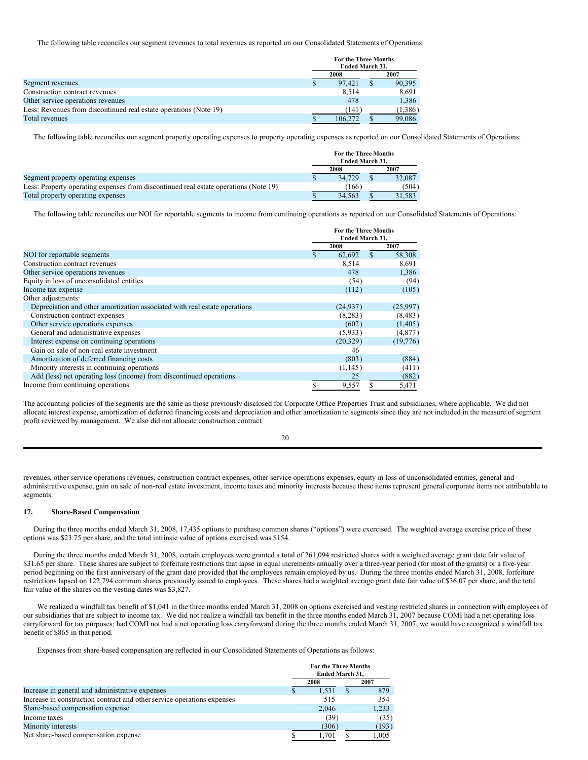The following table reconciles our segment revenues to total revenues as reported on our Consolidated Statements of Operations:

| | For the Three Months Ended March 31, | |
|---|---|---|
| | 2008 | 2007 |
| Segment revenues | $ 97,421 | $ 90,395 |
| Construction contract revenues | 8,514 | 8,691 |
| Other service operations revenues | 478 | 1,386 |
| Less: Revenues from discontinued real estate operations (Note 19) | (141) | (1,386) |
| Total revenues | $ 106,272 | $ 99,086 |

The following table reconciles our segment property operating expenses to property operating expenses as reported on our Consolidated Statements of Operations:

| | For the Three Months Ended March 31, | |
|---|---|---|
| | 2008 | 2007 |
| Segment property operating expenses | $ 34,729 | $ 32,087 |
| Less: Property operating expenses from discontinued real estate operations (Note 19) | (166) | (504) |
| Total property operating expenses | $ 34,563 | $ 31,583 |

The following table reconciles our NOI for reportable segments to income from continuing operations as reported on our Consolidated Statements of Operations:

| | For the Three Months Ended March 31, | |
|---|---|---|
| | 2008 | 2007 |
| NOI for reportable segments | $ 62,692 | $ 58,308 |
| Construction contract revenues | 8,514 | 8,691 |
| Other service operations revenues | 478 | 1,386 |
| Equity in loss of unconsolidated entities | (54) | (94) |
| Income tax expense | (112) | (105) |
| Other adjustments: | | |
| Depreciation and other amortization associated with real estate operations | (24,937) | (25,997) |
| Construction contract expenses | (8,283) | (8,483) |
| Other service operations expenses | (602) | (1,405) |
| General and administrative expenses | (5,933) | (4,877) |
| Interest expense on continuing operations | (20,329) | (19,776) |
| Gain on sale of non-real estate investment | 46 | — |
| Amortization of deferred financing costs | (803) | (884) |
| Minority interests in continuing operations | (1,145) | (411) |
| Add (less) net operating loss (income) from discontinued operations | 25 | (882) |
| Income from continuing operations | $ 9,557 | $ 5,471 |

The accounting policies of the segments are the same as those previously disclosed for Corporate Office Properties Trust and subsidiaries, where applicable. We did not allocate interest expense, amortization of deferred financing costs and depreciation and other amortization to segments since they are not included in the measure of segment profit reviewed by management. We also did not allocate construction contract revenues, other service operations revenues, construction contract expenses, other service operations expenses, equity in loss of unconsolidated entities, general and administrative expense, gain on sale of non-real estate investment, income taxes and minority interests because these items represent general corporate items not attributable to segments.

## 17. Share-Based Compensation

During the three months ended March 31, 2008, 17,435 options to purchase common shares ("options") were exercised. The weighted average exercise price of these options was $23.75 per share, and the total intrinsic value of options exercised was $154.

During the three months ended March 31, 2008, certain employees were granted a total of 261,094 restricted shares with a weighted average grant date fair value of $31.65 per share. These shares are subject to forfeiture restrictions that lapse in equal increments annually over a three-year period (for most of the grants) or a five-year period beginning on the first anniversary of the grant date provided that the employees remain employed by us. During the three months ended March 31, 2008, forfeiture restrictions lapsed on 122,794 common shares previously issued to employees. These shares had a weighted average grant date fair value of $36.07 per share, and the total fair value of the shares on the vesting dates was $3,827.

We realized a windfall tax benefit of $1,041 in the three months ended March 31, 2008 on options exercised and vesting restricted shares in connection with employees of our subsidiaries that are subject to income tax. We did not realize a windfall tax benefit in the three months ended March 31, 2007 because COMI had a net operating loss carryforward for tax purposes; had COMI not had a net operating loss carryforward during the three months ended March 31, 2007, we would have recognized a windfall tax benefit of $865 in that period.

Expenses from share-based compensation are reflected in our Consolidated Statements of Operations as follows:

| | For the Three Months Ended March 31, | |
|---|---|---|
| | 2008 | 2007 |
| Increase in general and administrative expenses | $ 1,531 | $ 879 |
| Increase in construction contract and other service operations expenses | 515 | 354 |
| Share-based compensation expense | 2,046 | 1,233 |
| Income taxes | (39) | (35) |
| Minority interests | (306) | (193) |
| Net share-based compensation expense | $ 1,701 | $ 1,005 |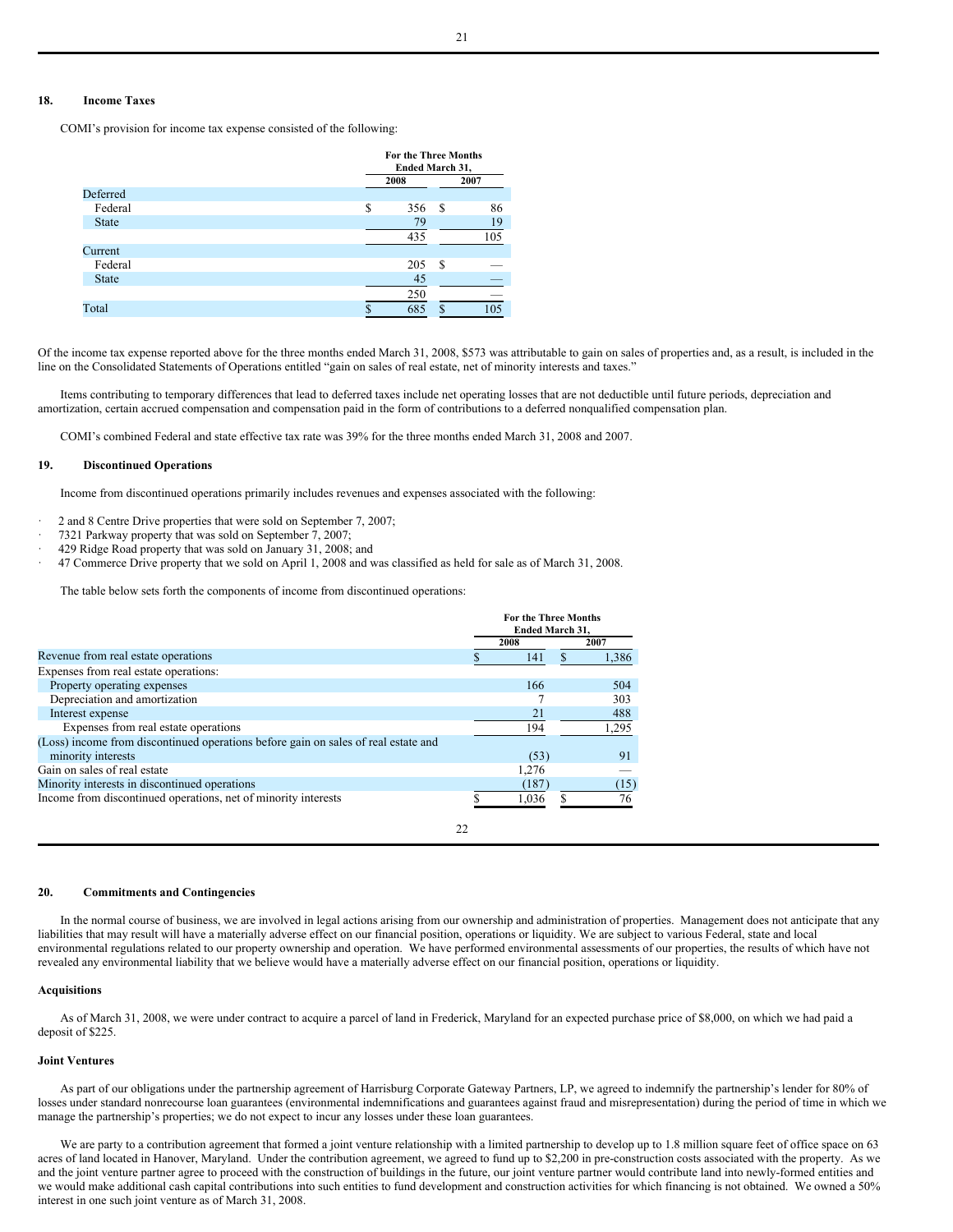## 18. Income Taxes

COMI's provision for income tax expense consisted of the following:

| | For the Three Months Ended March 31, | |
|---|---|---|
| | 2008 | 2007 |
| Deferred | | |
| Federal | $ 356 | $ 86 |
| State | 79 | 19 |
| | 435 | 105 |
| Current | | |
| Federal | 205 | $ — |
| State | 45 | — |
| | 250 | — |
| Total | $ 685 | $ 105 |

Of the income tax expense reported above for the three months ended March 31, 2008, $573 was attributable to gain on sales of properties and, as a result, is included in the line on the Consolidated Statements of Operations entitled "gain on sales of real estate, net of minority interests and taxes."

Items contributing to temporary differences that lead to deferred taxes include net operating losses that are not deductible until future periods, depreciation and amortization, certain accrued compensation and compensation paid in the form of contributions to a deferred nonqualified compensation plan.

COMI's combined Federal and state effective tax rate was 39% for the three months ended March 31, 2008 and 2007.

## 19. Discontinued Operations

Income from discontinued operations primarily includes revenues and expenses associated with the following:

- 2 and 8 Centre Drive properties that were sold on September 7, 2007;
- 7321 Parkway property that was sold on September 7, 2007;
- 429 Ridge Road property that was sold on January 31, 2008; and
- 47 Commerce Drive property that we sold on April 1, 2008 and was classified as held for sale as of March 31, 2008.

The table below sets forth the components of income from discontinued operations:

| | For the Three Months Ended March 31, | |
|---|---|---|
| | 2008 | 2007 |
| Revenue from real estate operations | $ 141 | $ 1,386 |
| Expenses from real estate operations: | | |
| Property operating expenses | 166 | 504 |
| Depreciation and amortization | 7 | 303 |
| Interest expense | 21 | 488 |
| Expenses from real estate operations | 194 | 1,295 |
| (Loss) income from discontinued operations before gain on sales of real estate and minority interests | (53) | 91 |
| Gain on sales of real estate | 1,276 | — |
| Minority interests in discontinued operations | (187) | (15) |
| Income from discontinued operations, net of minority interests | $ 1,036 | $ 76 |

## 20. Commitments and Contingencies

In the normal course of business, we are involved in legal actions arising from our ownership and administration of properties. Management does not anticipate that any liabilities that may result will have a materially adverse effect on our financial position, operations or liquidity. We are subject to various Federal, state and local environmental regulations related to our property ownership and operation. We have performed environmental assessments of our properties, the results of which have not revealed any environmental liability that we believe would have a materially adverse effect on our financial position, operations or liquidity.

### Acquisitions

As of March 31, 2008, we were under contract to acquire a parcel of land in Frederick, Maryland for an expected purchase price of $8,000, on which we had paid a deposit of $225.

### Joint Ventures

As part of our obligations under the partnership agreement of Harrisburg Corporate Gateway Partners, LP, we agreed to indemnify the partnership's lender for 80% of losses under standard nonrecourse loan guarantees (environmental indemnifications and guarantees against fraud and misrepresentation) during the period of time in which we manage the partnership's properties; we do not expect to incur any losses under these loan guarantees.

We are party to a contribution agreement that formed a joint venture relationship with a limited partnership to develop up to 1.8 million square feet of office space on 63 acres of land located in Hanover, Maryland. Under the contribution agreement, we agreed to fund up to $2,200 in pre-construction costs associated with the property. As we and the joint venture partner agree to proceed with the construction of buildings in the future, our joint venture partner would contribute land into newly-formed entities and we would make additional cash capital contributions into such entities to fund development and construction activities for which financing is not obtained. We owned a 50% interest in one such joint venture as of March 31, 2008.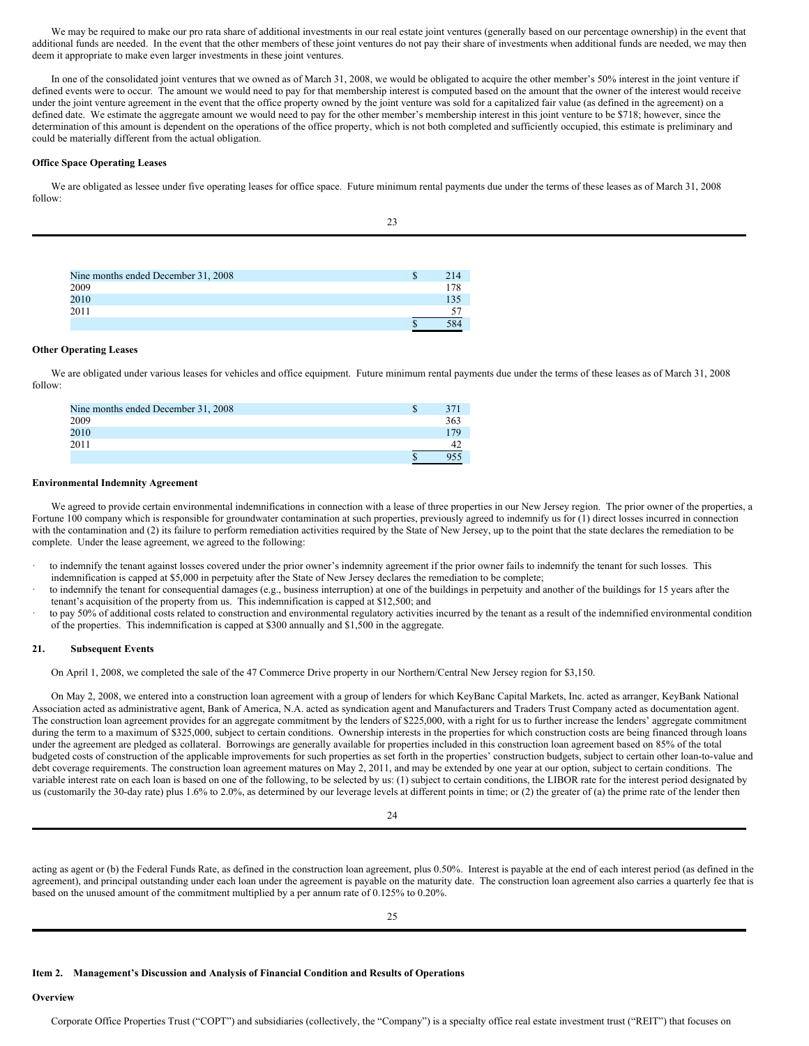We may be required to make our pro rata share of additional investments in our real estate joint ventures (generally based on our percentage ownership) in the event that additional funds are needed. In the event that the other members of these joint ventures do not pay their share of investments when additional funds are needed, we may then deem it appropriate to make even larger investments in these joint ventures.

In one of the consolidated joint ventures that we owned as of March 31, 2008, we would be obligated to acquire the other member's 50% interest in the joint venture if defined events were to occur. The amount we would need to pay for that membership interest is computed based on the amount that the owner of the interest would receive under the joint venture agreement in the event that the office property owned by the joint venture was sold for a capitalized fair value (as defined in the agreement) on a defined date. We estimate the aggregate amount we would need to pay for the other member's membership interest in this joint venture to be $718; however, since the determination of this amount is dependent on the operations of the office property, which is not both completed and sufficiently occupied, this estimate is preliminary and could be materially different from the actual obligation.

**Office Space Operating Leases**

We are obligated as lessee under five operating leases for office space. Future minimum rental payments due under the terms of these leases as of March 31, 2008 follow:

| | | |
|---|---|---|
| Nine months ended December 31, 2008 | $ | 214 |
| 2009 | | 178 |
| 2010 | | 135 |
| 2011 | | 57 |
| | $ | 584 |

**Other Operating Leases**

We are obligated under various leases for vehicles and office equipment. Future minimum rental payments due under the terms of these leases as of March 31, 2008 follow:

| | | |
|---|---|---|
| Nine months ended December 31, 2008 | $ | 371 |
| 2009 | | 363 |
| 2010 | | 179 |
| 2011 | | 42 |
| | $ | 955 |

**Environmental Indemnity Agreement**

We agreed to provide certain environmental indemnifications in connection with a lease of three properties in our New Jersey region. The prior owner of the properties, a Fortune 100 company which is responsible for groundwater contamination at such properties, previously agreed to indemnify us for (1) direct losses incurred in connection with the contamination and (2) its failure to perform remediation activities required by the State of New Jersey, up to the point that the state declares the remediation to be complete. Under the lease agreement, we agreed to the following:

- to indemnify the tenant against losses covered under the prior owner's indemnity agreement if the prior owner fails to indemnify the tenant for such losses. This indemnification is capped at $5,000 in perpetuity after the State of New Jersey declares the remediation to be complete;
- to indemnify the tenant for consequential damages (e.g., business interruption) at one of the buildings in perpetuity and another of the buildings for 15 years after the tenant's acquisition of the property from us. This indemnification is capped at $12,500; and
- to pay 50% of additional costs related to construction and environmental regulatory activities incurred by the tenant as a result of the indemnified environmental condition of the properties. This indemnification is capped at $300 annually and $1,500 in the aggregate.

**21. Subsequent Events**

On April 1, 2008, we completed the sale of the 47 Commerce Drive property in our Northern/Central New Jersey region for $3,150.

On May 2, 2008, we entered into a construction loan agreement with a group of lenders for which KeyBanc Capital Markets, Inc. acted as arranger, KeyBank National Association acted as administrative agent, Bank of America, N.A. acted as syndication agent and Manufacturers and Traders Trust Company acted as documentation agent. The construction loan agreement provides for an aggregate commitment by the lenders of $225,000, with a right for us to further increase the lenders' aggregate commitment during the term to a maximum of $325,000, subject to certain conditions. Ownership interests in the properties for which construction costs are being financed through loans under the agreement are pledged as collateral. Borrowings are generally available for properties included in this construction loan agreement based on 85% of the total budgeted costs of construction of the applicable improvements for such properties as set forth in the properties' construction budgets, subject to certain other loan-to-value and debt coverage requirements. The construction loan agreement matures on May 2, 2011, and may be extended by one year at our option, subject to certain conditions. The variable interest rate on each loan is based on one of the following, to be selected by us: (1) subject to certain conditions, the LIBOR rate for the interest period designated by us (customarily the 30-day rate) plus 1.6% to 2.0%, as determined by our leverage levels at different points in time; or (2) the greater of (a) the prime rate of the lender then acting as agent or (b) the Federal Funds Rate, as defined in the construction loan agreement, plus 0.50%. Interest is payable at the end of each interest period (as defined in the agreement), and principal outstanding under each loan under the agreement is payable on the maturity date. The construction loan agreement also carries a quarterly fee that is based on the unused amount of the commitment multiplied by a per annum rate of 0.125% to 0.20%.

**Item 2. Management's Discussion and Analysis of Financial Condition and Results of Operations**

**Overview**

Corporate Office Properties Trust ("COPT") and subsidiaries (collectively, the "Company") is a specialty office real estate investment trust ("REIT") that focuses on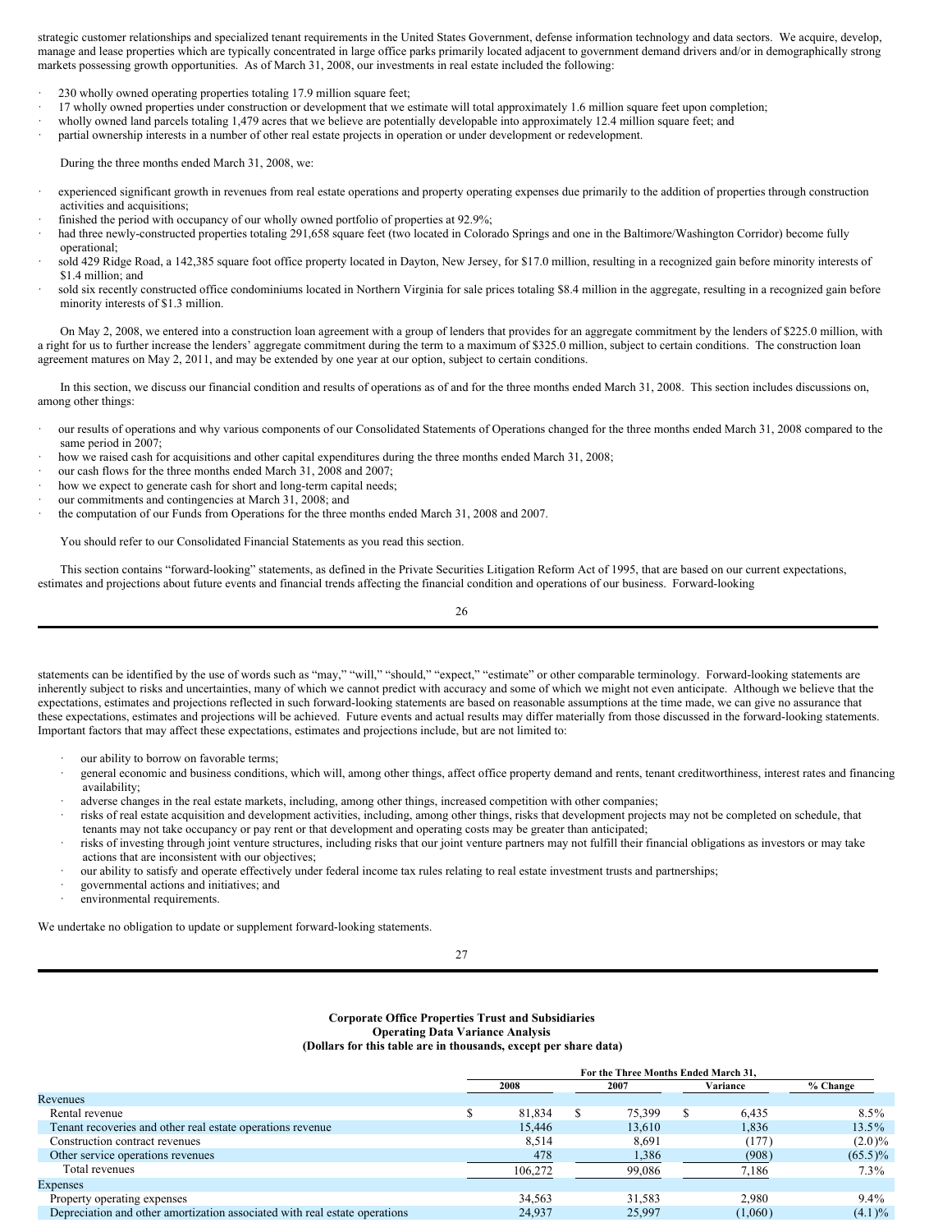strategic customer relationships and specialized tenant requirements in the United States Government, defense information technology and data sectors. We acquire, develop, manage and lease properties which are typically concentrated in large office parks primarily located adjacent to government demand drivers and/or in demographically strong markets possessing growth opportunities. As of March 31, 2008, our investments in real estate included the following:

- 230 wholly owned operating properties totaling 17.9 million square feet;
- 17 wholly owned properties under construction or development that we estimate will total approximately 1.6 million square feet upon completion;
- wholly owned land parcels totaling 1,479 acres that we believe are potentially developable into approximately 12.4 million square feet; and
- partial ownership interests in a number of other real estate projects in operation or under development or redevelopment.

During the three months ended March 31, 2008, we:

- experienced significant growth in revenues from real estate operations and property operating expenses due primarily to the addition of properties through construction activities and acquisitions;
- finished the period with occupancy of our wholly owned portfolio of properties at 92.9%;
- had three newly-constructed properties totaling 291,658 square feet (two located in Colorado Springs and one in the Baltimore/Washington Corridor) become fully operational;
- sold 429 Ridge Road, a 142,385 square foot office property located in Dayton, New Jersey, for $17.0 million, resulting in a recognized gain before minority interests of $1.4 million; and
- sold six recently constructed office condominiums located in Northern Virginia for sale prices totaling $8.4 million in the aggregate, resulting in a recognized gain before minority interests of $1.3 million.

On May 2, 2008, we entered into a construction loan agreement with a group of lenders that provides for an aggregate commitment by the lenders of $225.0 million, with a right for us to further increase the lenders' aggregate commitment during the term to a maximum of $325.0 million, subject to certain conditions. The construction loan agreement matures on May 2, 2011, and may be extended by one year at our option, subject to certain conditions.

In this section, we discuss our financial condition and results of operations as of and for the three months ended March 31, 2008. This section includes discussions on, among other things:

- our results of operations and why various components of our Consolidated Statements of Operations changed for the three months ended March 31, 2008 compared to the same period in 2007;
- how we raised cash for acquisitions and other capital expenditures during the three months ended March 31, 2008;
- our cash flows for the three months ended March 31, 2008 and 2007;
- how we expect to generate cash for short and long-term capital needs;
- our commitments and contingencies at March 31, 2008; and
- the computation of our Funds from Operations for the three months ended March 31, 2008 and 2007.

You should refer to our Consolidated Financial Statements as you read this section.

This section contains "forward-looking" statements, as defined in the Private Securities Litigation Reform Act of 1995, that are based on our current expectations, estimates and projections about future events and financial trends affecting the financial condition and operations of our business. Forward-looking statements can be identified by the use of words such as "may," "will," "should," "expect," "estimate" or other comparable terminology. Forward-looking statements are inherently subject to risks and uncertainties, many of which we cannot predict with accuracy and some of which we might not even anticipate. Although we believe that the expectations, estimates and projections reflected in such forward-looking statements are based on reasonable assumptions at the time made, we can give no assurance that these expectations, estimates and projections will be achieved. Future events and actual results may differ materially from those discussed in the forward-looking statements. Important factors that may affect these expectations, estimates and projections include, but are not limited to:

- our ability to borrow on favorable terms;
- general economic and business conditions, which will, among other things, affect office property demand and rents, tenant creditworthiness, interest rates and financing availability;
- adverse changes in the real estate markets, including, among other things, increased competition with other companies;
- risks of real estate acquisition and development activities, including, among other things, risks that development projects may not be completed on schedule, that tenants may not take occupancy or pay rent or that development and operating costs may be greater than anticipated;
- risks of investing through joint venture structures, including risks that our joint venture partners may not fulfill their financial obligations as investors or may take actions that are inconsistent with our objectives;
- our ability to satisfy and operate effectively under federal income tax rules relating to real estate investment trusts and partnerships;
- governmental actions and initiatives; and
- environmental requirements.

We undertake no obligation to update or supplement forward-looking statements.

**Corporate Office Properties Trust and Subsidiaries**
**Operating Data Variance Analysis**
**(Dollars for this table are in thousands, except per share data)**

| | For the Three Months Ended March 31, | | | |
|---|---|---|---|---|
| | 2008 | 2007 | Variance | % Change |
| Revenues | | | | |
| Rental revenue | $ 81,834 | $ 75,399 | $ 6,435 | 8.5% |
| Tenant recoveries and other real estate operations revenue | 15,446 | 13,610 | 1,836 | 13.5% |
| Construction contract revenues | 8,514 | 8,691 | (177) | (2.0)% |
| Other service operations revenues | 478 | 1,386 | (908) | (65.5)% |
| Total revenues | 106,272 | 99,086 | 7,186 | 7.3% |
| Expenses | | | | |
| Property operating expenses | 34,563 | 31,583 | 2,980 | 9.4% |
| Depreciation and other amortization associated with real estate operations | 24,937 | 25,997 | (1,060) | (4.1)% |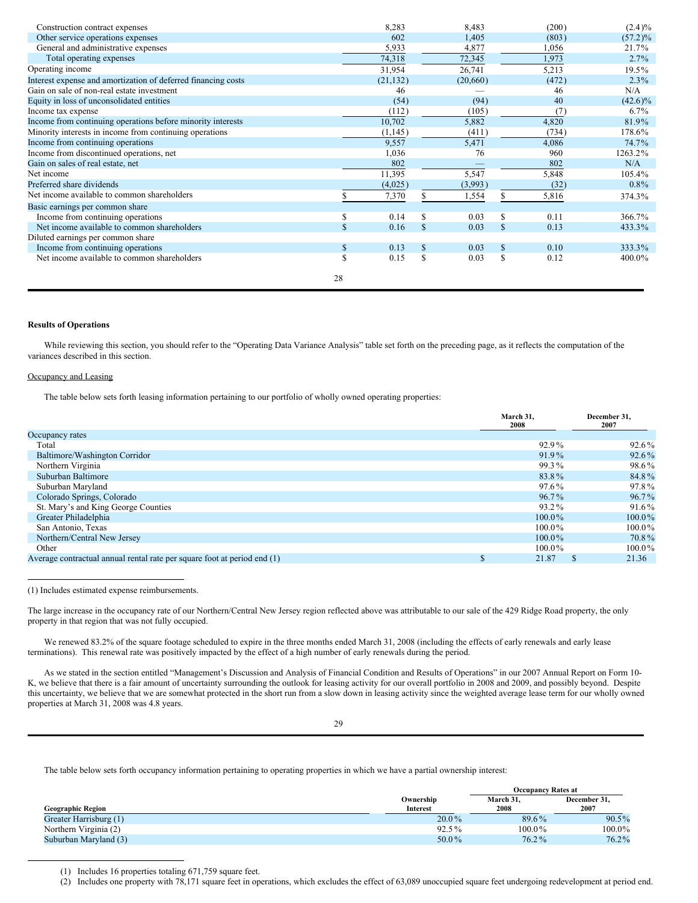| | | | | |
|---|---|---|---|---|
| Construction contract expenses | 8,283 | 8,483 | (200) | (2.4)% |
| Other service operations expenses | 602 | 1,405 | (803) | (57.2)% |
| General and administrative expenses | 5,933 | 4,877 | 1,056 | 21.7% |
| Total operating expenses | 74,318 | 72,345 | 1,973 | 2.7% |
| Operating income | 31,954 | 26,741 | 5,213 | 19.5% |
| Interest expense and amortization of deferred financing costs | (21,132) | (20,660) | (472) | 2.3% |
| Gain on sale of non-real estate investment | 46 | — | 46 | N/A |
| Equity in loss of unconsolidated entities | (54) | (94) | 40 | (42.6)% |
| Income tax expense | (112) | (105) | (7) | 6.7% |
| Income from continuing operations before minority interests | 10,702 | 5,882 | 4,820 | 81.9% |
| Minority interests in income from continuing operations | (1,145) | (411) | (734) | 178.6% |
| Income from continuing operations | 9,557 | 5,471 | 4,086 | 74.7% |
| Income from discontinued operations, net | 1,036 | 76 | 960 | 1263.2% |
| Gain on sales of real estate, net | 802 | — | 802 | N/A |
| Net income | 11,395 | 5,547 | 5,848 | 105.4% |
| Preferred share dividends | (4,025) | (3,993) | (32) | 0.8% |
| Net income available to common shareholders | $ 7,370 | $ 1,554 | $ 5,816 | 374.3% |
| Basic earnings per common share | | | | |
| Income from continuing operations | $ 0.14 | $ 0.03 | $ 0.11 | 366.7% |
| Net income available to common shareholders | $ 0.16 | $ 0.03 | $ 0.13 | 433.3% |
| Diluted earnings per common share | | | | |
| Income from continuing operations | $ 0.13 | $ 0.03 | $ 0.10 | 333.3% |
| Net income available to common shareholders | $ 0.15 | $ 0.03 | $ 0.12 | 400.0% |

**Results of Operations**

While reviewing this section, you should refer to the "Operating Data Variance Analysis" table set forth on the preceding page, as it reflects the computation of the variances described in this section.

Occupancy and Leasing

The table below sets forth leasing information pertaining to our portfolio of wholly owned operating properties:

| | March 31, 2008 | December 31, 2007 |
|---|---|---|
| Occupancy rates | | |
| Total | 92.9% | 92.6% |
| Baltimore/Washington Corridor | 91.9% | 92.6% |
| Northern Virginia | 99.3% | 98.6% |
| Suburban Baltimore | 83.8% | 84.8% |
| Suburban Maryland | 97.6% | 97.8% |
| Colorado Springs, Colorado | 96.7% | 96.7% |
| St. Mary's and King George Counties | 93.2% | 91.6% |
| Greater Philadelphia | 100.0% | 100.0% |
| San Antonio, Texas | 100.0% | 100.0% |
| Northern/Central New Jersey | 100.0% | 70.8% |
| Other | 100.0% | 100.0% |
| Average contractual annual rental rate per square foot at period end (1) | $ 21.87 | $ 21.36 |

(1) Includes estimated expense reimbursements.

The large increase in the occupancy rate of our Northern/Central New Jersey region reflected above was attributable to our sale of the 429 Ridge Road property, the only property in that region that was not fully occupied.

We renewed 83.2% of the square footage scheduled to expire in the three months ended March 31, 2008 (including the effects of early renewals and early lease terminations). This renewal rate was positively impacted by the effect of a high number of early renewals during the period.

As we stated in the section entitled "Management's Discussion and Analysis of Financial Condition and Results of Operations" in our 2007 Annual Report on Form 10-K, we believe that there is a fair amount of uncertainty surrounding the outlook for leasing activity for our overall portfolio in 2008 and 2009, and possibly beyond. Despite this uncertainty, we believe that we are somewhat protected in the short run from a slow down in leasing activity since the weighted average lease term for our wholly owned properties at March 31, 2008 was 4.8 years.

The table below sets forth occupancy information pertaining to operating properties in which we have a partial ownership interest:

| | | Occupancy Rates at | |
|---|---|---|---|
| Geographic Region | Ownership Interest | March 31, 2008 | December 31, 2007 |
| Greater Harrisburg (1) | 20.0% | 89.6% | 90.5% |
| Northern Virginia (2) | 92.5% | 100.0% | 100.0% |
| Suburban Maryland (3) | 50.0% | 76.2% | 76.2% |

(1) Includes 16 properties totaling 671,759 square feet.

(2) Includes one property with 78,171 square feet in operations, which excludes the effect of 63,089 unoccupied square feet undergoing redevelopment at period end.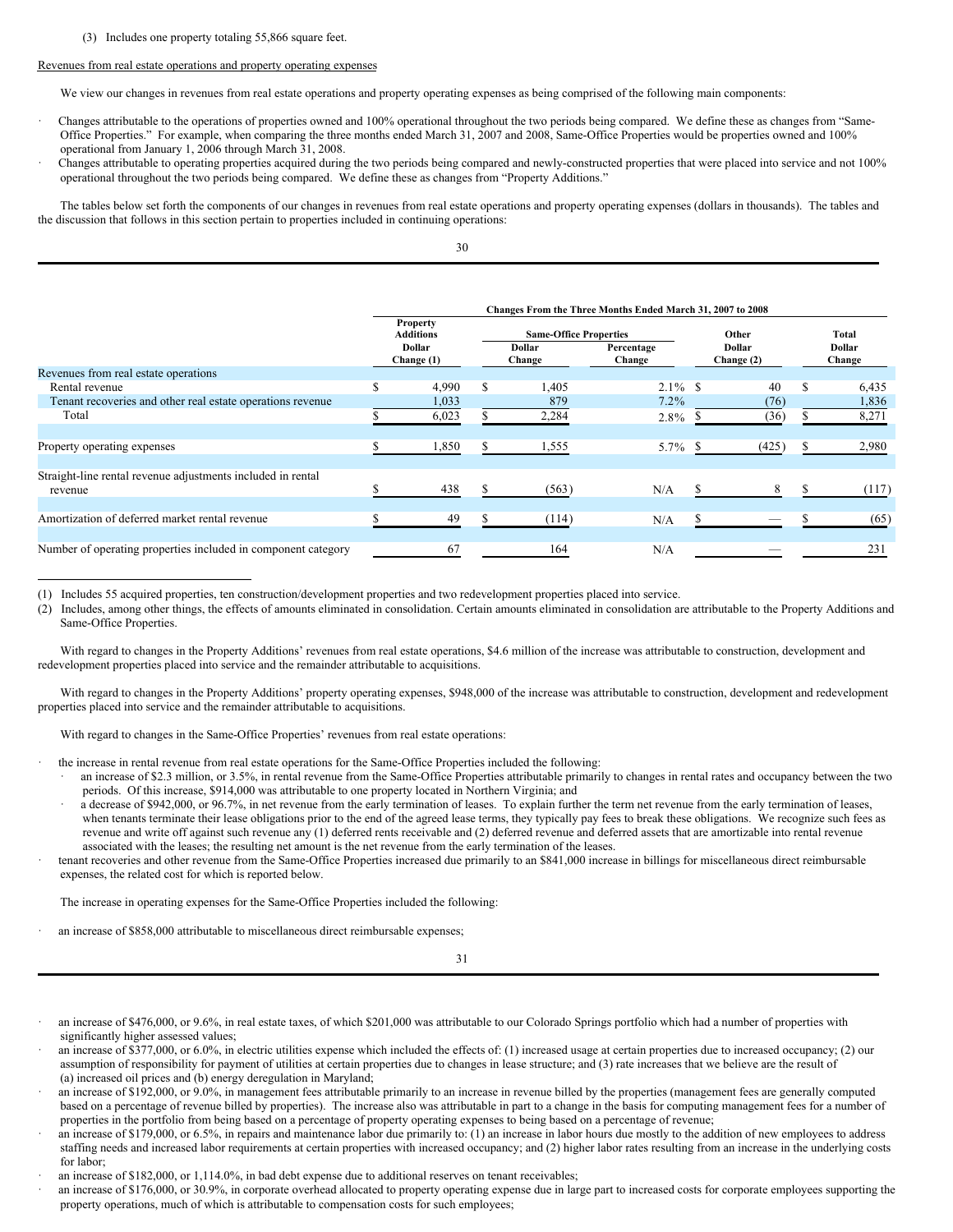(3) Includes one property totaling 55,866 square feet.

Revenues from real estate operations and property operating expenses

We view our changes in revenues from real estate operations and property operating expenses as being comprised of the following main components:

- Changes attributable to the operations of properties owned and 100% operational throughout the two periods being compared. We define these as changes from "Same-Office Properties." For example, when comparing the three months ended March 31, 2007 and 2008, Same-Office Properties would be properties owned and 100% operational from January 1, 2006 through March 31, 2008.
- Changes attributable to operating properties acquired during the two periods being compared and newly-constructed properties that were placed into service and not 100% operational throughout the two periods being compared. We define these as changes from "Property Additions."

The tables below set forth the components of our changes in revenues from real estate operations and property operating expenses (dollars in thousands). The tables and the discussion that follows in this section pertain to properties included in continuing operations:

| | Changes From the Three Months Ended March 31, 2007 to 2008 | | | | |
|---|---|---|---|---|---|
| | Property Additions | Same-Office Properties | | Other | Total |
| | Dollar Change (1) | Dollar Change | Percentage Change | Dollar Change (2) | Dollar Change |
| Revenues from real estate operations | | | | | |
| Rental revenue | $ 4,990 | $ 1,405 | 2.1% | $ 40 | $ 6,435 |
| Tenant recoveries and other real estate operations revenue | 1,033 | 879 | 7.2% | (76) | 1,836 |
| Total | $ 6,023 | $ 2,284 | 2.8% | $ (36) | $ 8,271 |
| Property operating expenses | $ 1,850 | $ 1,555 | 5.7% | $ (425) | $ 2,980 |
| Straight-line rental revenue adjustments included in rental revenue | $ 438 | $ (563) | N/A | $ 8 | $ (117) |
| Amortization of deferred market rental revenue | $ 49 | $ (114) | N/A | $ — | $ (65) |
| Number of operating properties included in component category | 67 | 164 | N/A | — | 231 |

(1) Includes 55 acquired properties, ten construction/development properties and two redevelopment properties placed into service.

(2) Includes, among other things, the effects of amounts eliminated in consolidation. Certain amounts eliminated in consolidation are attributable to the Property Additions and Same-Office Properties.

With regard to changes in the Property Additions' revenues from real estate operations, $4.6 million of the increase was attributable to construction, development and redevelopment properties placed into service and the remainder attributable to acquisitions.

With regard to changes in the Property Additions' property operating expenses, $948,000 of the increase was attributable to construction, development and redevelopment properties placed into service and the remainder attributable to acquisitions.

With regard to changes in the Same-Office Properties' revenues from real estate operations:

- the increase in rental revenue from real estate operations for the Same-Office Properties included the following:
  - an increase of $2.3 million, or 3.5%, in rental revenue from the Same-Office Properties attributable primarily to changes in rental rates and occupancy between the two periods. Of this increase, $914,000 was attributable to one property located in Northern Virginia; and
  - a decrease of $942,000, or 96.7%, in net revenue from the early termination of leases. To explain further the term net revenue from the early termination of leases, when tenants terminate their lease obligations prior to the end of the agreed lease terms, they typically pay fees to break these obligations. We recognize such fees as revenue and write off against such revenue any (1) deferred rents receivable and (2) deferred revenue and deferred assets that are amortizable into rental revenue associated with the leases; the resulting net amount is the net revenue from the early termination of the leases.
- tenant recoveries and other revenue from the Same-Office Properties increased due primarily to an $841,000 increase in billings for miscellaneous direct reimbursable expenses, the related cost for which is reported below.

The increase in operating expenses for the Same-Office Properties included the following:

- an increase of $858,000 attributable to miscellaneous direct reimbursable expenses;
- an increase of $476,000, or 9.6%, in real estate taxes, of which $201,000 was attributable to our Colorado Springs portfolio which had a number of properties with significantly higher assessed values;
- an increase of $377,000, or 6.0%, in electric utilities expense which included the effects of: (1) increased usage at certain properties due to increased occupancy; (2) our assumption of responsibility for payment of utilities at certain properties due to changes in lease structure; and (3) rate increases that we believe are the result of (a) increased oil prices and (b) energy deregulation in Maryland;
- an increase of $192,000, or 9.0%, in management fees attributable primarily to an increase in revenue billed by the properties (management fees are generally computed based on a percentage of revenue billed by properties). The increase also was attributable in part to a change in the basis for computing management fees for a number of properties in the portfolio from being based on a percentage of property operating expenses to being based on a percentage of revenue;
- an increase of $179,000, or 6.5%, in repairs and maintenance labor due primarily to: (1) an increase in labor hours due mostly to the addition of new employees to address staffing needs and increased labor requirements at certain properties with increased occupancy; and (2) higher labor rates resulting from an increase in the underlying costs for labor;
- an increase of $182,000, or 1,114.0%, in bad debt expense due to additional reserves on tenant receivables;
- an increase of $176,000, or 30.9%, in corporate overhead allocated to property operating expense due in large part to increased costs for corporate employees supporting the property operations, much of which is attributable to compensation costs for such employees;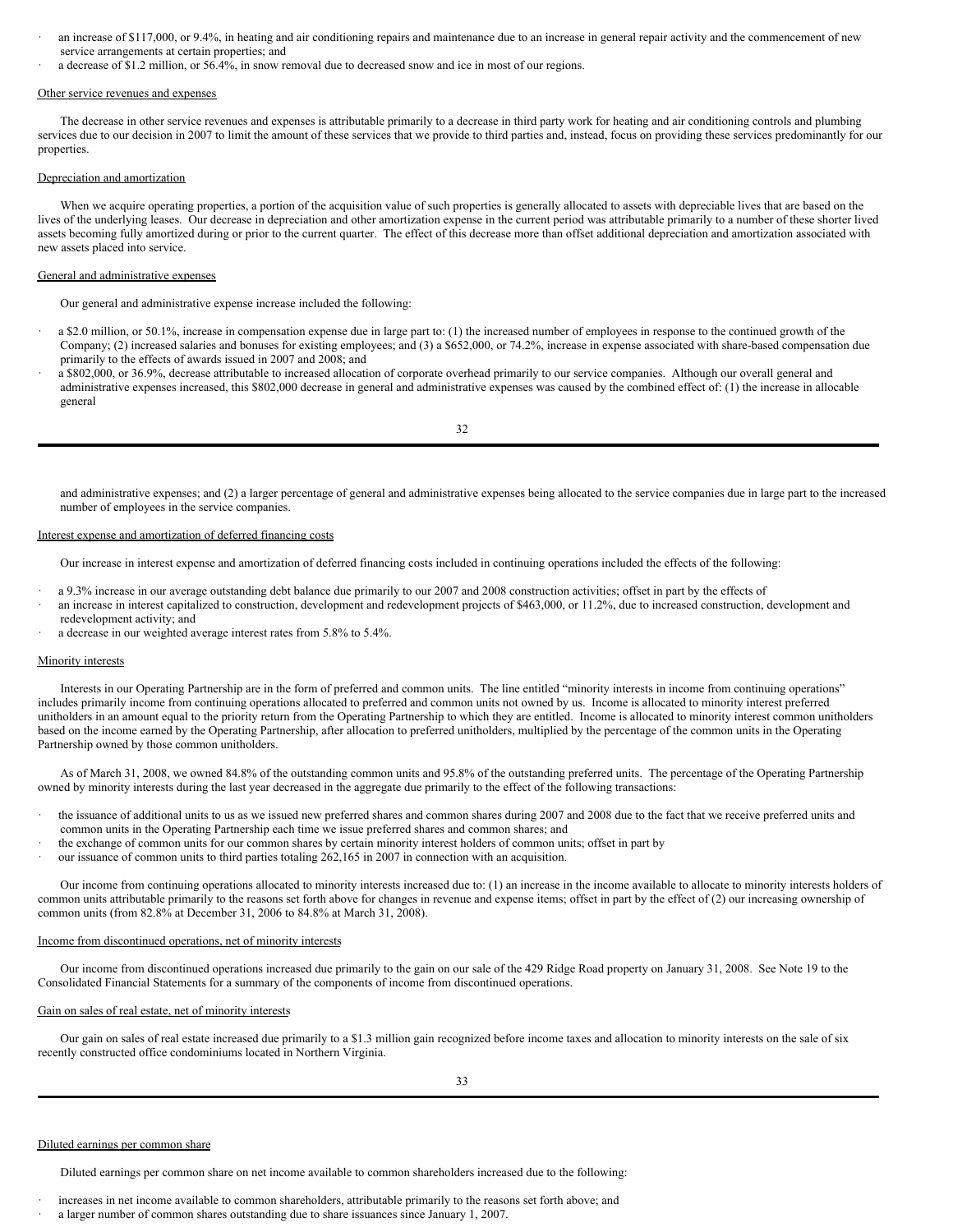- an increase of $117,000, or 9.4%, in heating and air conditioning repairs and maintenance due to an increase in general repair activity and the commencement of new service arrangements at certain properties; and
- a decrease of $1.2 million, or 56.4%, in snow removal due to decreased snow and ice in most of our regions.

Other service revenues and expenses

The decrease in other service revenues and expenses is attributable primarily to a decrease in third party work for heating and air conditioning controls and plumbing services due to our decision in 2007 to limit the amount of these services that we provide to third parties and, instead, focus on providing these services predominantly for our properties.

Depreciation and amortization

When we acquire operating properties, a portion of the acquisition value of such properties is generally allocated to assets with depreciable lives that are based on the lives of the underlying leases. Our decrease in depreciation and other amortization expense in the current period was attributable primarily to a number of these shorter lived assets becoming fully amortized during or prior to the current quarter. The effect of this decrease more than offset additional depreciation and amortization associated with new assets placed into service.

General and administrative expenses

Our general and administrative expense increase included the following:

- a $2.0 million, or 50.1%, increase in compensation expense due in large part to: (1) the increased number of employees in response to the continued growth of the Company; (2) increased salaries and bonuses for existing employees; and (3) a $652,000, or 74.2%, increase in expense associated with share-based compensation due primarily to the effects of awards issued in 2007 and 2008; and
- a $802,000, or 36.9%, decrease attributable to increased allocation of corporate overhead primarily to our service companies. Although our overall general and administrative expenses increased, this $802,000 decrease in general and administrative expenses was caused by the combined effect of: (1) the increase in allocable general and administrative expenses; and (2) a larger percentage of general and administrative expenses being allocated to the service companies due in large part to the increased number of employees in the service companies.

Interest expense and amortization of deferred financing costs

Our increase in interest expense and amortization of deferred financing costs included in continuing operations included the effects of the following:

- a 9.3% increase in our average outstanding debt balance due primarily to our 2007 and 2008 construction activities; offset in part by the effects of
- an increase in interest capitalized to construction, development and redevelopment projects of $463,000, or 11.2%, due to increased construction, development and redevelopment activity; and
- a decrease in our weighted average interest rates from 5.8% to 5.4%.

Minority interests

Interests in our Operating Partnership are in the form of preferred and common units. The line entitled "minority interests in income from continuing operations" includes primarily income from continuing operations allocated to preferred and common units not owned by us. Income is allocated to minority interest preferred unitholders in an amount equal to the priority return from the Operating Partnership to which they are entitled. Income is allocated to minority interest common unitholders based on the income earned by the Operating Partnership, after allocation to preferred unitholders, multiplied by the percentage of the common units in the Operating Partnership owned by those common unitholders.

As of March 31, 2008, we owned 84.8% of the outstanding common units and 95.8% of the outstanding preferred units. The percentage of the Operating Partnership owned by minority interests during the last year decreased in the aggregate due primarily to the effect of the following transactions:

- the issuance of additional units to us as we issued new preferred shares and common shares during 2007 and 2008 due to the fact that we receive preferred units and common units in the Operating Partnership each time we issue preferred shares and common shares; and
- the exchange of common units for our common shares by certain minority interest holders of common units; offset in part by
- our issuance of common units to third parties totaling 262,165 in 2007 in connection with an acquisition.

Our income from continuing operations allocated to minority interests increased due to: (1) an increase in the income available to allocate to minority interests holders of common units attributable primarily to the reasons set forth above for changes in revenue and expense items; offset in part by the effect of (2) our increasing ownership of common units (from 82.8% at December 31, 2006 to 84.8% at March 31, 2008).

Income from discontinued operations, net of minority interests

Our income from discontinued operations increased due primarily to the gain on our sale of the 429 Ridge Road property on January 31, 2008. See Note 19 to the Consolidated Financial Statements for a summary of the components of income from discontinued operations.

Gain on sales of real estate, net of minority interests

Our gain on sales of real estate increased due primarily to a $1.3 million gain recognized before income taxes and allocation to minority interests on the sale of six recently constructed office condominiums located in Northern Virginia.

Diluted earnings per common share

Diluted earnings per common share on net income available to common shareholders increased due to the following:

- increases in net income available to common shareholders, attributable primarily to the reasons set forth above; and
- a larger number of common shares outstanding due to share issuances since January 1, 2007.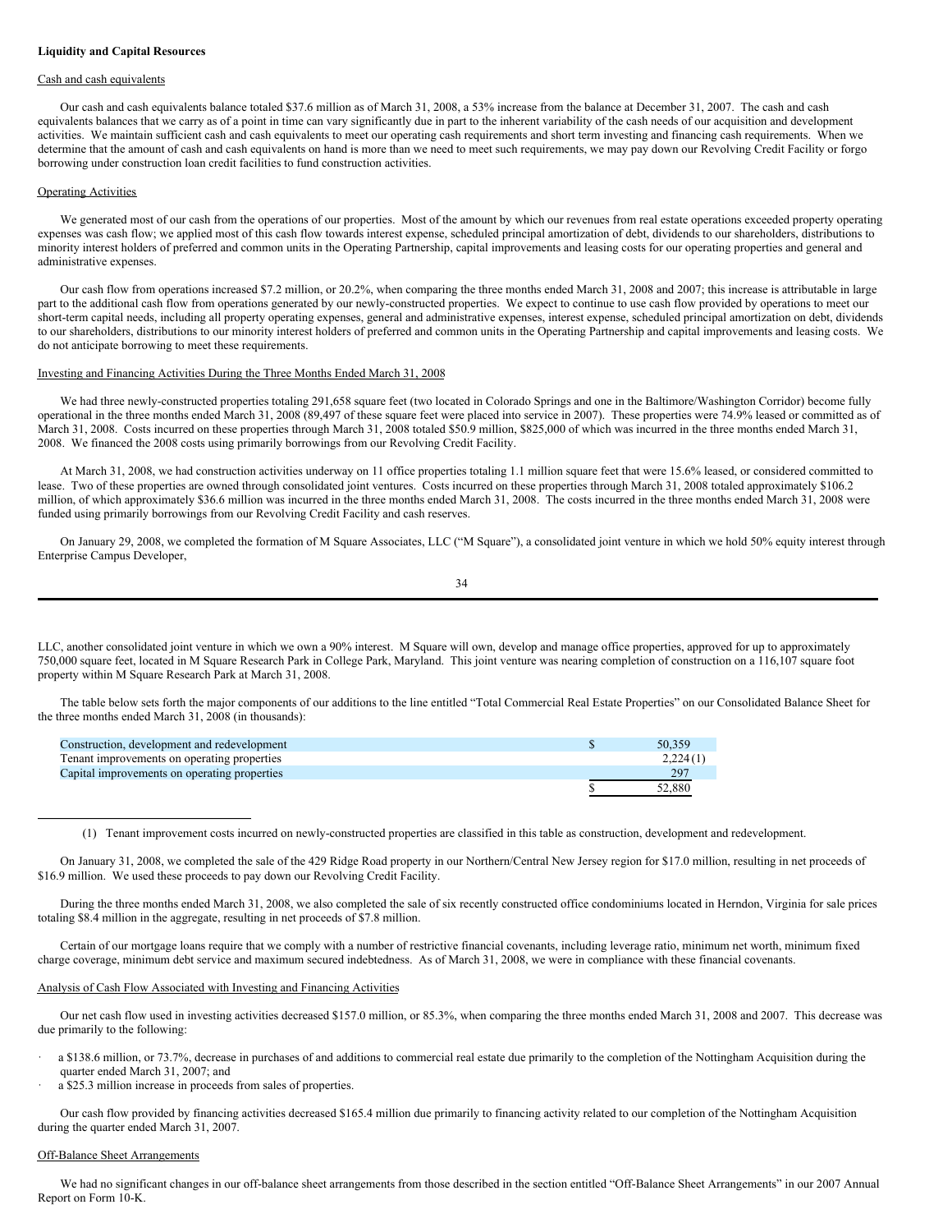**Liquidity and Capital Resources**

Cash and cash equivalents

Our cash and cash equivalents balance totaled $37.6 million as of March 31, 2008, a 53% increase from the balance at December 31, 2007. The cash and cash equivalents balances that we carry as of a point in time can vary significantly due in part to the inherent variability of the cash needs of our acquisition and development activities. We maintain sufficient cash and cash equivalents to meet our operating cash requirements and short term investing and financing cash requirements. When we determine that the amount of cash and cash equivalents on hand is more than we need to meet such requirements, we may pay down our Revolving Credit Facility or forgo borrowing under construction loan credit facilities to fund construction activities.

Operating Activities

We generated most of our cash from the operations of our properties. Most of the amount by which our revenues from real estate operations exceeded property operating expenses was cash flow; we applied most of this cash flow towards interest expense, scheduled principal amortization of debt, dividends to our shareholders, distributions to minority interest holders of preferred and common units in the Operating Partnership, capital improvements and leasing costs for our operating properties and general and administrative expenses.

Our cash flow from operations increased $7.2 million, or 20.2%, when comparing the three months ended March 31, 2008 and 2007; this increase is attributable in large part to the additional cash flow from operations generated by our newly-constructed properties. We expect to continue to use cash flow provided by operations to meet our short-term capital needs, including all property operating expenses, general and administrative expenses, interest expense, scheduled principal amortization on debt, dividends to our shareholders, distributions to our minority interest holders of preferred and common units in the Operating Partnership and capital improvements and leasing costs. We do not anticipate borrowing to meet these requirements.

Investing and Financing Activities During the Three Months Ended March 31, 2008

We had three newly-constructed properties totaling 291,658 square feet (two located in Colorado Springs and one in the Baltimore/Washington Corridor) become fully operational in the three months ended March 31, 2008 (89,497 of these square feet were placed into service in 2007). These properties were 74.9% leased or committed as of March 31, 2008. Costs incurred on these properties through March 31, 2008 totaled $50.9 million, $825,000 of which was incurred in the three months ended March 31, 2008. We financed the 2008 costs using primarily borrowings from our Revolving Credit Facility.

At March 31, 2008, we had construction activities underway on 11 office properties totaling 1.1 million square feet that were 15.6% leased, or considered committed to lease. Two of these properties are owned through consolidated joint ventures. Costs incurred on these properties through March 31, 2008 totaled approximately $106.2 million, of which approximately $36.6 million was incurred in the three months ended March 31, 2008. The costs incurred in the three months ended March 31, 2008 were funded using primarily borrowings from our Revolving Credit Facility and cash reserves.

On January 29, 2008, we completed the formation of M Square Associates, LLC ("M Square"), a consolidated joint venture in which we hold 50% equity interest through Enterprise Campus Developer, LLC, another consolidated joint venture in which we own a 90% interest. M Square will own, develop and manage office properties, approved for up to approximately 750,000 square feet, located in M Square Research Park in College Park, Maryland. This joint venture was nearing completion of construction on a 116,107 square foot property within M Square Research Park at March 31, 2008.

The table below sets forth the major components of our additions to the line entitled "Total Commercial Real Estate Properties" on our Consolidated Balance Sheet for the three months ended March 31, 2008 (in thousands):

| | | |
|---|---|---|
| Construction, development and redevelopment | $ | 50,359 |
| Tenant improvements on operating properties | | 2,224(1) |
| Capital improvements on operating properties | | 297 |
| | $ | 52,880 |

(1) Tenant improvement costs incurred on newly-constructed properties are classified in this table as construction, development and redevelopment.

On January 31, 2008, we completed the sale of the 429 Ridge Road property in our Northern/Central New Jersey region for $17.0 million, resulting in net proceeds of $16.9 million. We used these proceeds to pay down our Revolving Credit Facility.

During the three months ended March 31, 2008, we also completed the sale of six recently constructed office condominiums located in Herndon, Virginia for sale prices totaling $8.4 million in the aggregate, resulting in net proceeds of $7.8 million.

Certain of our mortgage loans require that we comply with a number of restrictive financial covenants, including leverage ratio, minimum net worth, minimum fixed charge coverage, minimum debt service and maximum secured indebtedness. As of March 31, 2008, we were in compliance with these financial covenants.

Analysis of Cash Flow Associated with Investing and Financing Activities

Our net cash flow used in investing activities decreased $157.0 million, or 85.3%, when comparing the three months ended March 31, 2008 and 2007. This decrease was due primarily to the following:

- a $138.6 million, or 73.7%, decrease in purchases of and additions to commercial real estate due primarily to the completion of the Nottingham Acquisition during the quarter ended March 31, 2007; and
- a $25.3 million increase in proceeds from sales of properties.

Our cash flow provided by financing activities decreased $165.4 million due primarily to financing activity related to our completion of the Nottingham Acquisition during the quarter ended March 31, 2007.

Off-Balance Sheet Arrangements

We had no significant changes in our off-balance sheet arrangements from those described in the section entitled "Off-Balance Sheet Arrangements" in our 2007 Annual Report on Form 10-K.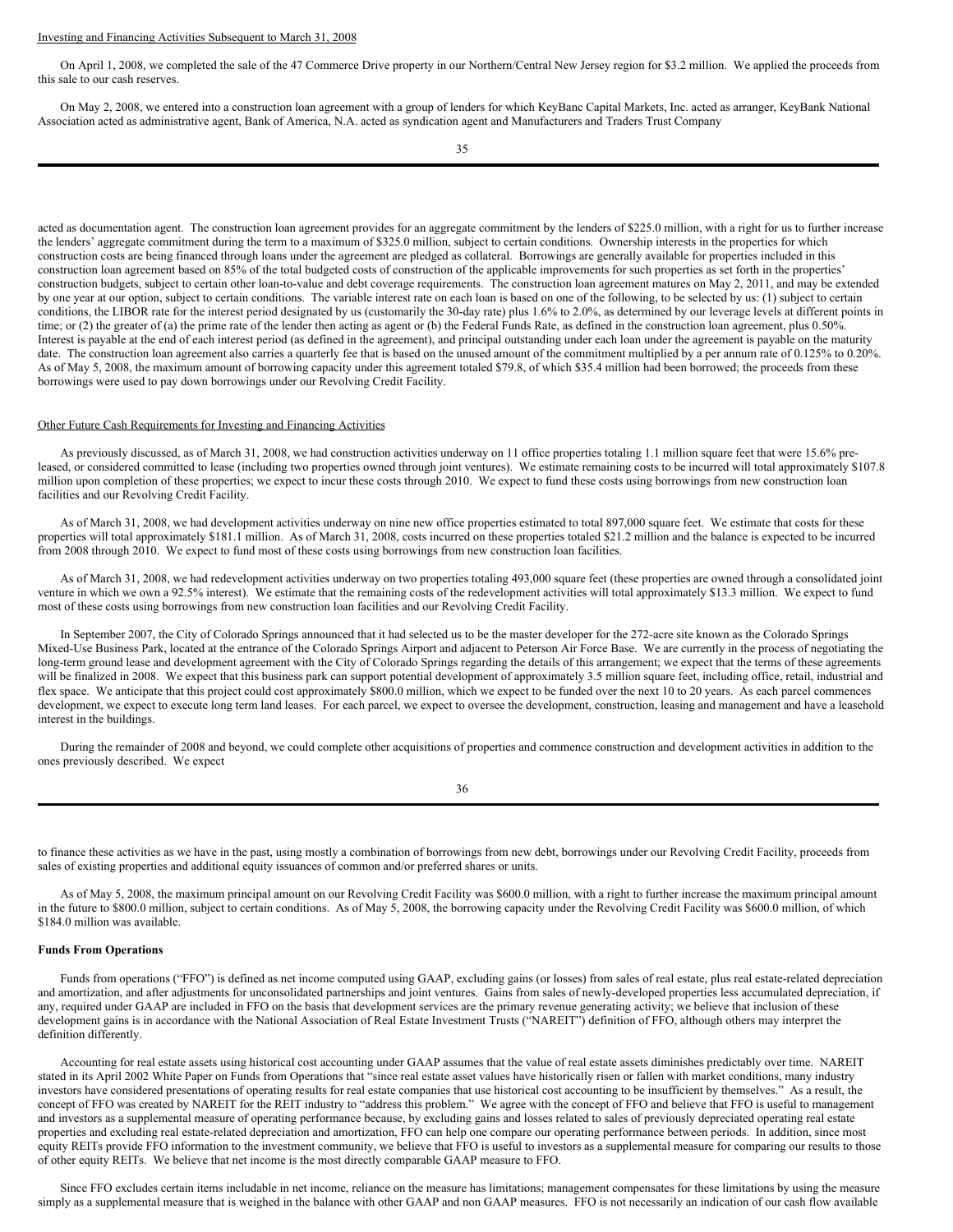Investing and Financing Activities Subsequent to March 31, 2008

On April 1, 2008, we completed the sale of the 47 Commerce Drive property in our Northern/Central New Jersey region for $3.2 million. We applied the proceeds from this sale to our cash reserves.

On May 2, 2008, we entered into a construction loan agreement with a group of lenders for which KeyBanc Capital Markets, Inc. acted as arranger, KeyBank National Association acted as administrative agent, Bank of America, N.A. acted as syndication agent and Manufacturers and Traders Trust Company acted as documentation agent. The construction loan agreement provides for an aggregate commitment by the lenders of $225.0 million, with a right for us to further increase the lenders' aggregate commitment during the term to a maximum of $325.0 million, subject to certain conditions. Ownership interests in the properties for which construction costs are being financed through loans under the agreement are pledged as collateral. Borrowings are generally available for properties included in this construction loan agreement based on 85% of the total budgeted costs of construction of the applicable improvements for such properties as set forth in the properties' construction budgets, subject to certain other loan-to-value and debt coverage requirements. The construction loan agreement matures on May 2, 2011, and may be extended by one year at our option, subject to certain conditions. The variable interest rate on each loan is based on one of the following, to be selected by us: (1) subject to certain conditions, the LIBOR rate for the interest period designated by us (customarily the 30-day rate) plus 1.6% to 2.0%, as determined by our leverage levels at different points in time; or (2) the greater of (a) the prime rate of the lender then acting as agent or (b) the Federal Funds Rate, as defined in the construction loan agreement, plus 0.50%. Interest is payable at the end of each interest period (as defined in the agreement), and principal outstanding under each loan under the agreement is payable on the maturity date. The construction loan agreement also carries a quarterly fee that is based on the unused amount of the commitment multiplied by a per annum rate of 0.125% to 0.20%. As of May 5, 2008, the maximum amount of borrowing capacity under this agreement totaled $79.8, of which $35.4 million had been borrowed; the proceeds from these borrowings were used to pay down borrowings under our Revolving Credit Facility.

Other Future Cash Requirements for Investing and Financing Activities

As previously discussed, as of March 31, 2008, we had construction activities underway on 11 office properties totaling 1.1 million square feet that were 15.6% pre-leased, or considered committed to lease (including two properties owned through joint ventures). We estimate remaining costs to be incurred will total approximately $107.8 million upon completion of these properties; we expect to incur these costs through 2010. We expect to fund these costs using borrowings from new construction loan facilities and our Revolving Credit Facility.

As of March 31, 2008, we had development activities underway on nine new office properties estimated to total 897,000 square feet. We estimate that costs for these properties will total approximately $181.1 million. As of March 31, 2008, costs incurred on these properties totaled $21.2 million and the balance is expected to be incurred from 2008 through 2010. We expect to fund most of these costs using borrowings from new construction loan facilities.

As of March 31, 2008, we had redevelopment activities underway on two properties totaling 493,000 square feet (these properties are owned through a consolidated joint venture in which we own a 92.5% interest). We estimate that the remaining costs of the redevelopment activities will total approximately $13.3 million. We expect to fund most of these costs using borrowings from new construction loan facilities and our Revolving Credit Facility.

In September 2007, the City of Colorado Springs announced that it had selected us to be the master developer for the 272-acre site known as the Colorado Springs Mixed-Use Business Park, located at the entrance of the Colorado Springs Airport and adjacent to Peterson Air Force Base. We are currently in the process of negotiating the long-term ground lease and development agreement with the City of Colorado Springs regarding the details of this arrangement; we expect that the terms of these agreements will be finalized in 2008. We expect that this business park can support potential development of approximately 3.5 million square feet, including office, retail, industrial and flex space. We anticipate that this project could cost approximately $800.0 million, which we expect to be funded over the next 10 to 20 years. As each parcel commences development, we expect to execute long term land leases. For each parcel, we expect to oversee the development, construction, leasing and management and have a leasehold interest in the buildings.

During the remainder of 2008 and beyond, we could complete other acquisitions of properties and commence construction and development activities in addition to the ones previously described. We expect to finance these activities as we have in the past, using mostly a combination of borrowings from new debt, borrowings under our Revolving Credit Facility, proceeds from sales of existing properties and additional equity issuances of common and/or preferred shares or units.

As of May 5, 2008, the maximum principal amount on our Revolving Credit Facility was $600.0 million, with a right to further increase the maximum principal amount in the future to $800.0 million, subject to certain conditions. As of May 5, 2008, the borrowing capacity under the Revolving Credit Facility was $600.0 million, of which $184.0 million was available.

**Funds From Operations**

Funds from operations ("FFO") is defined as net income computed using GAAP, excluding gains (or losses) from sales of real estate, plus real estate-related depreciation and amortization, and after adjustments for unconsolidated partnerships and joint ventures. Gains from sales of newly-developed properties less accumulated depreciation, if any, required under GAAP are included in FFO on the basis that development services are the primary revenue generating activity; we believe that inclusion of these development gains is in accordance with the National Association of Real Estate Investment Trusts ("NAREIT") definition of FFO, although others may interpret the definition differently.

Accounting for real estate assets using historical cost accounting under GAAP assumes that the value of real estate assets diminishes predictably over time. NAREIT stated in its April 2002 White Paper on Funds from Operations that "since real estate asset values have historically risen or fallen with market conditions, many industry investors have considered presentations of operating results for real estate companies that use historical cost accounting to be insufficient by themselves." As a result, the concept of FFO was created by NAREIT for the REIT industry to "address this problem." We agree with the concept of FFO and believe that FFO is useful to management and investors as a supplemental measure of operating performance because, by excluding gains and losses related to sales of previously depreciated operating real estate properties and excluding real estate-related depreciation and amortization, FFO can help one compare our operating performance between periods. In addition, since most equity REITs provide FFO information to the investment community, we believe that FFO is useful to investors as a supplemental measure for comparing our results to those of other equity REITs. We believe that net income is the most directly comparable GAAP measure to FFO.

Since FFO excludes certain items includable in net income, reliance on the measure has limitations; management compensates for these limitations by using the measure simply as a supplemental measure that is weighed in the balance with other GAAP and non GAAP measures. FFO is not necessarily an indication of our cash flow available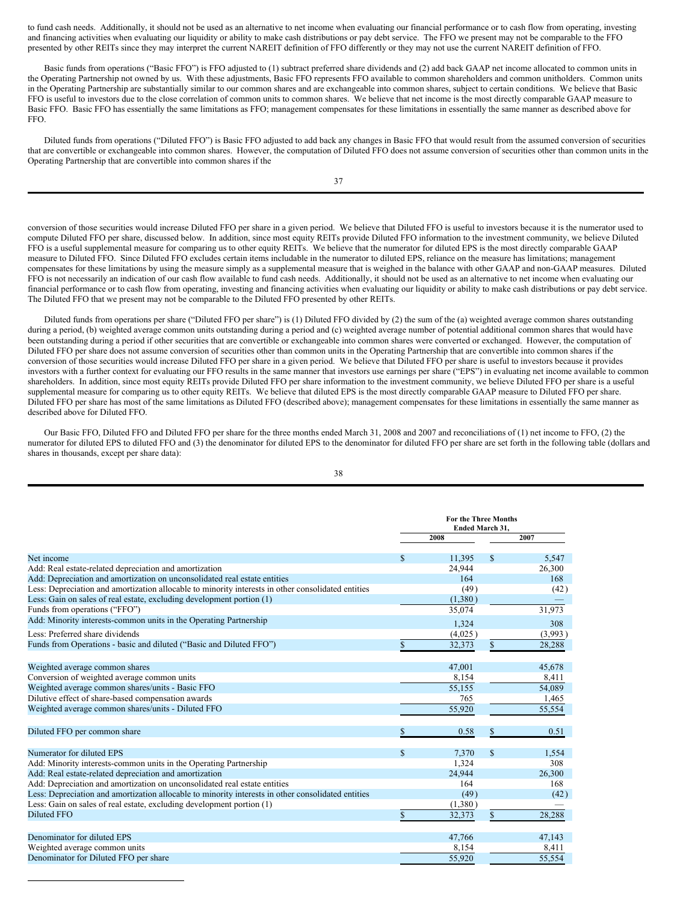to fund cash needs. Additionally, it should not be used as an alternative to net income when evaluating our financial performance or to cash flow from operating, investing and financing activities when evaluating our liquidity or ability to make cash distributions or pay debt service. The FFO we present may not be comparable to the FFO presented by other REITs since they may interpret the current NAREIT definition of FFO differently or they may not use the current NAREIT definition of FFO.

Basic funds from operations ("Basic FFO") is FFO adjusted to (1) subtract preferred share dividends and (2) add back GAAP net income allocated to common units in the Operating Partnership not owned by us. With these adjustments, Basic FFO represents FFO available to common shareholders and common unitholders. Common units in the Operating Partnership are substantially similar to our common shares and are exchangeable into common shares, subject to certain conditions. We believe that Basic FFO is useful to investors due to the close correlation of common units to common shares. We believe that net income is the most directly comparable GAAP measure to Basic FFO. Basic FFO has essentially the same limitations as FFO; management compensates for these limitations in essentially the same manner as described above for FFO.

Diluted funds from operations ("Diluted FFO") is Basic FFO adjusted to add back any changes in Basic FFO that would result from the assumed conversion of securities that are convertible or exchangeable into common shares. However, the computation of Diluted FFO does not assume conversion of securities other than common units in the Operating Partnership that are convertible into common shares if the conversion of those securities would increase Diluted FFO per share in a given period. We believe that Diluted FFO is useful to investors because it is the numerator used to compute Diluted FFO per share, discussed below. In addition, since most equity REITs provide Diluted FFO information to the investment community, we believe Diluted FFO is a useful supplemental measure for comparing us to other equity REITs. We believe that the numerator for diluted EPS is the most directly comparable GAAP measure to Diluted FFO. Since Diluted FFO excludes certain items includable in the numerator to diluted EPS, reliance on the measure has limitations; management compensates for these limitations by using the measure simply as a supplemental measure that is weighed in the balance with other GAAP and non-GAAP measures. Diluted FFO is not necessarily an indication of our cash flow available to fund cash needs. Additionally, it should not be used as an alternative to net income when evaluating our financial performance or to cash flow from operating, investing and financing activities when evaluating our liquidity or ability to make cash distributions or pay debt service. The Diluted FFO that we present may not be comparable to the Diluted FFO presented by other REITs.

Diluted funds from operations per share ("Diluted FFO per share") is (1) Diluted FFO divided by (2) the sum of the (a) weighted average common shares outstanding during a period, (b) weighted average common units outstanding during a period and (c) weighted average number of potential additional common shares that would have been outstanding during a period if other securities that are convertible or exchangeable into common shares were converted or exchanged. However, the computation of Diluted FFO per share does not assume conversion of securities other than common units in the Operating Partnership that are convertible into common shares if the conversion of those securities would increase Diluted FFO per share in a given period. We believe that Diluted FFO per share is useful to investors because it provides investors with a further context for evaluating our FFO results in the same manner that investors use earnings per share ("EPS") in evaluating net income available to common shareholders. In addition, since most equity REITs provide Diluted FFO per share information to the investment community, we believe Diluted FFO per share is a useful supplemental measure for comparing us to other equity REITs. We believe that diluted EPS is the most directly comparable GAAP measure to Diluted FFO per share. Diluted FFO per share has most of the same limitations as Diluted FFO (described above); management compensates for these limitations in essentially the same manner as described above for Diluted FFO.

Our Basic FFO, Diluted FFO and Diluted FFO per share for the three months ended March 31, 2008 and 2007 and reconciliations of (1) net income to FFO, (2) the numerator for diluted EPS to diluted FFO and (3) the denominator for diluted EPS to the denominator for diluted FFO per share are set forth in the following table (dollars and shares in thousands, except per share data):

| | For the Three Months Ended March 31, | |
|---|---|---|
| | 2008 | 2007 |
| Net income | $ 11,395 | $ 5,547 |
| Add: Real estate-related depreciation and amortization | 24,944 | 26,300 |
| Add: Depreciation and amortization on unconsolidated real estate entities | 164 | 168 |
| Less: Depreciation and amortization allocable to minority interests in other consolidated entities | (49) | (42) |
| Less: Gain on sales of real estate, excluding development portion (1) | (1,380) | — |
| Funds from operations ("FFO") | 35,074 | 31,973 |
| Add: Minority interests-common units in the Operating Partnership | 1,324 | 308 |
| Less: Preferred share dividends | (4,025) | (3,993) |
| Funds from Operations - basic and diluted ("Basic and Diluted FFO") | $ 32,373 | $ 28,288 |
| | | |
| Weighted average common shares | 47,001 | 45,678 |
| Conversion of weighted average common units | 8,154 | 8,411 |
| Weighted average common shares/units - Basic FFO | 55,155 | 54,089 |
| Dilutive effect of share-based compensation awards | 765 | 1,465 |
| Weighted average common shares/units - Diluted FFO | 55,920 | 55,554 |
| | | |
| Diluted FFO per common share | $ 0.58 | $ 0.51 |
| | | |
| Numerator for diluted EPS | $ 7,370 | $ 1,554 |
| Add: Minority interests-common units in the Operating Partnership | 1,324 | 308 |
| Add: Real estate-related depreciation and amortization | 24,944 | 26,300 |
| Add: Depreciation and amortization on unconsolidated real estate entities | 164 | 168 |
| Less: Depreciation and amortization allocable to minority interests in other consolidated entities | (49) | (42) |
| Less: Gain on sales of real estate, excluding development portion (1) | (1,380) | — |
| Diluted FFO | $ 32,373 | $ 28,288 |
| | | |
| Denominator for diluted EPS | 47,766 | 47,143 |
| Weighted average common units | 8,154 | 8,411 |
| Denominator for Diluted FFO per share | 55,920 | 55,554 |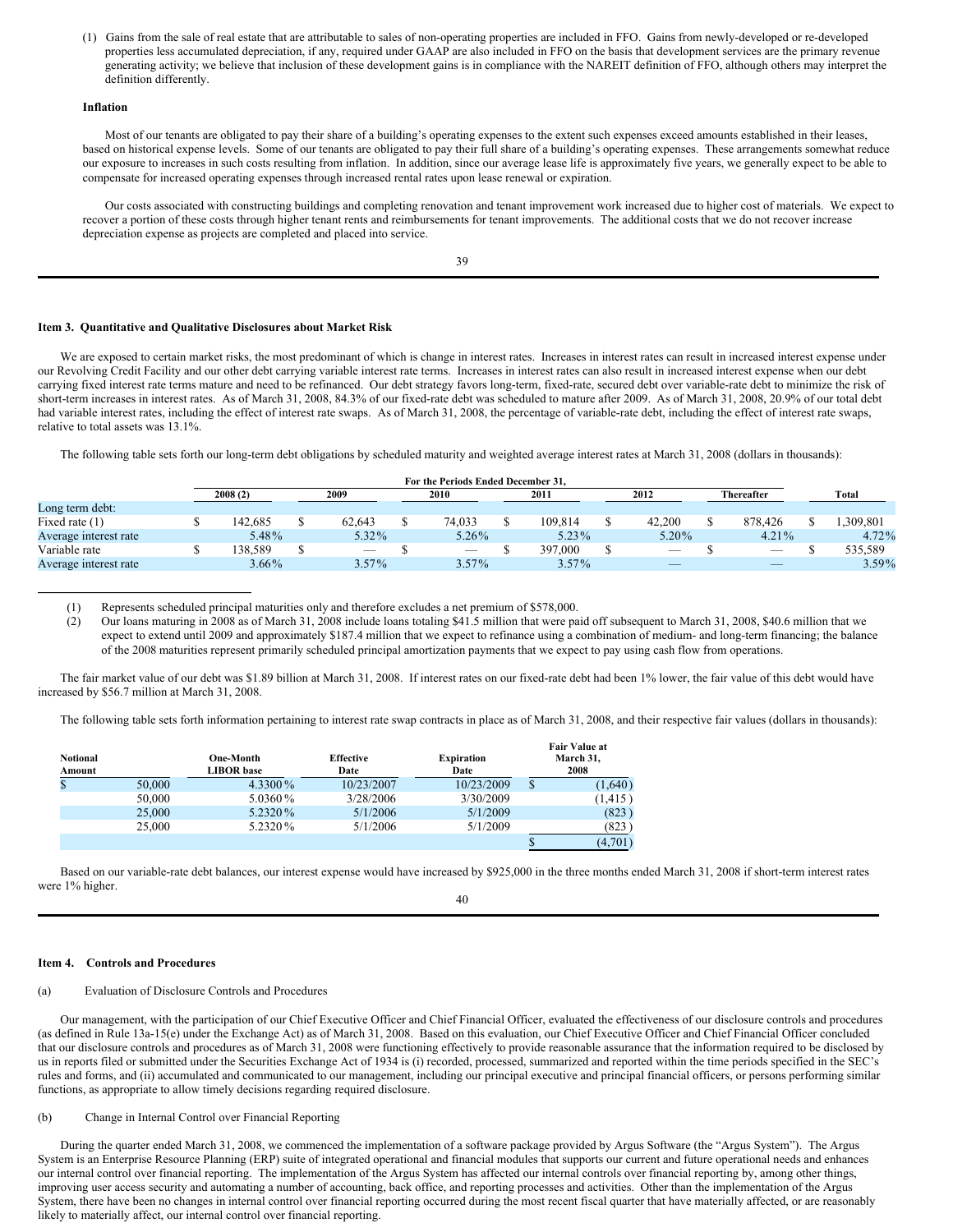(1) Gains from the sale of real estate that are attributable to sales of non-operating properties are included in FFO. Gains from newly-developed or re-developed properties less accumulated depreciation, if any, required under GAAP are also included in FFO on the basis that development services are the primary revenue generating activity; we believe that inclusion of these development gains is in compliance with the NAREIT definition of FFO, although others may interpret the definition differently.

**Inflation**

Most of our tenants are obligated to pay their share of a building's operating expenses to the extent such expenses exceed amounts established in their leases, based on historical expense levels. Some of our tenants are obligated to pay their full share of a building's operating expenses. These arrangements somewhat reduce our exposure to increases in such costs resulting from inflation. In addition, since our average lease life is approximately five years, we generally expect to be able to compensate for increased operating expenses through increased rental rates upon lease renewal or expiration.

Our costs associated with constructing buildings and completing renovation and tenant improvement work increased due to higher cost of materials. We expect to recover a portion of these costs through higher tenant rents and reimbursements for tenant improvements. The additional costs that we do not recover increase depreciation expense as projects are completed and placed into service.

## Item 3. Quantitative and Qualitative Disclosures about Market Risk

We are exposed to certain market risks, the most predominant of which is change in interest rates. Increases in interest rates can result in increased interest expense under our Revolving Credit Facility and our other debt carrying variable interest rate terms. Increases in interest rates can also result in increased interest expense when our debt carrying fixed interest rate terms mature and need to be refinanced. Our debt strategy favors long-term, fixed-rate, secured debt over variable-rate debt to minimize the risk of short-term increases in interest rates. As of March 31, 2008, 84.3% of our fixed-rate debt was scheduled to mature after 2009. As of March 31, 2008, 20.9% of our total debt had variable interest rates, including the effect of interest rate swaps. As of March 31, 2008, the percentage of variable-rate debt, including the effect of interest rate swaps, relative to total assets was 13.1%.

The following table sets forth our long-term debt obligations by scheduled maturity and weighted average interest rates at March 31, 2008 (dollars in thousands):

| | For the Periods Ended December 31, | | | | | | |
|---|---|---|---|---|---|---|---|
| | 2008 (2) | 2009 | 2010 | 2011 | 2012 | Thereafter | Total |
| Long term debt: | | | | | | | |
| Fixed rate (1) | $ 142,685 | $ 62,643 | $ 74,033 | $ 109,814 | $ 42,200 | $ 878,426 | $ 1,309,801 |
| Average interest rate | 5.48% | 5.32% | 5.26% | 5.23% | 5.20% | 4.21% | 4.72% |
| Variable rate | $ 138,589 | $ — | $ — | $ 397,000 | $ — | $ — | $ 535,589 |
| Average interest rate | 3.66% | 3.57% | 3.57% | 3.57% | — | — | 3.59% |

(1) Represents scheduled principal maturities only and therefore excludes a net premium of $578,000.

(2) Our loans maturing in 2008 as of March 31, 2008 include loans totaling $41.5 million that were paid off subsequent to March 31, 2008, $40.6 million that we expect to extend until 2009 and approximately $187.4 million that we expect to refinance using a combination of medium- and long-term financing; the balance of the 2008 maturities represent primarily scheduled principal amortization payments that we expect to pay using cash flow from operations.

The fair market value of our debt was $1.89 billion at March 31, 2008. If interest rates on our fixed-rate debt had been 1% lower, the fair value of this debt would have increased by $56.7 million at March 31, 2008.

The following table sets forth information pertaining to interest rate swap contracts in place as of March 31, 2008, and their respective fair values (dollars in thousands):

| Notional Amount | One-Month LIBOR base | Effective Date | Expiration Date | Fair Value at March 31, 2008 |
|---|---|---|---|---|
| $ 50,000 | 4.3300% | 10/23/2007 | 10/23/2009 | $ (1,640) |
| 50,000 | 5.0360% | 3/28/2006 | 3/30/2009 | (1,415) |
| 25,000 | 5.2320% | 5/1/2006 | 5/1/2009 | (823) |
| 25,000 | 5.2320% | 5/1/2006 | 5/1/2009 | (823) |
| | | | | $ (4,701) |

Based on our variable-rate debt balances, our interest expense would have increased by $925,000 in the three months ended March 31, 2008 if short-term interest rates were 1% higher.

## Item 4. Controls and Procedures

(a) Evaluation of Disclosure Controls and Procedures

Our management, with the participation of our Chief Executive Officer and Chief Financial Officer, evaluated the effectiveness of our disclosure controls and procedures (as defined in Rule 13a-15(e) under the Exchange Act) as of March 31, 2008. Based on this evaluation, our Chief Executive Officer and Chief Financial Officer concluded that our disclosure controls and procedures as of March 31, 2008 were functioning effectively to provide reasonable assurance that the information required to be disclosed by us in reports filed or submitted under the Securities Exchange Act of 1934 is (i) recorded, processed, summarized and reported within the time periods specified in the SEC's rules and forms, and (ii) accumulated and communicated to our management, including our principal executive and principal financial officers, or persons performing similar functions, as appropriate to allow timely decisions regarding required disclosure.

(b) Change in Internal Control over Financial Reporting

During the quarter ended March 31, 2008, we commenced the implementation of a software package provided by Argus Software (the "Argus System"). The Argus System is an Enterprise Resource Planning (ERP) suite of integrated operational and financial modules that supports our current and future operational needs and enhances our internal control over financial reporting. The implementation of the Argus System has affected our internal controls over financial reporting by, among other things, improving user access security and automating a number of accounting, back office, and reporting processes and activities. Other than the implementation of the Argus System, there have been no changes in internal control over financial reporting occurred during the most recent fiscal quarter that have materially affected, or are reasonably likely to materially affect, our internal control over financial reporting.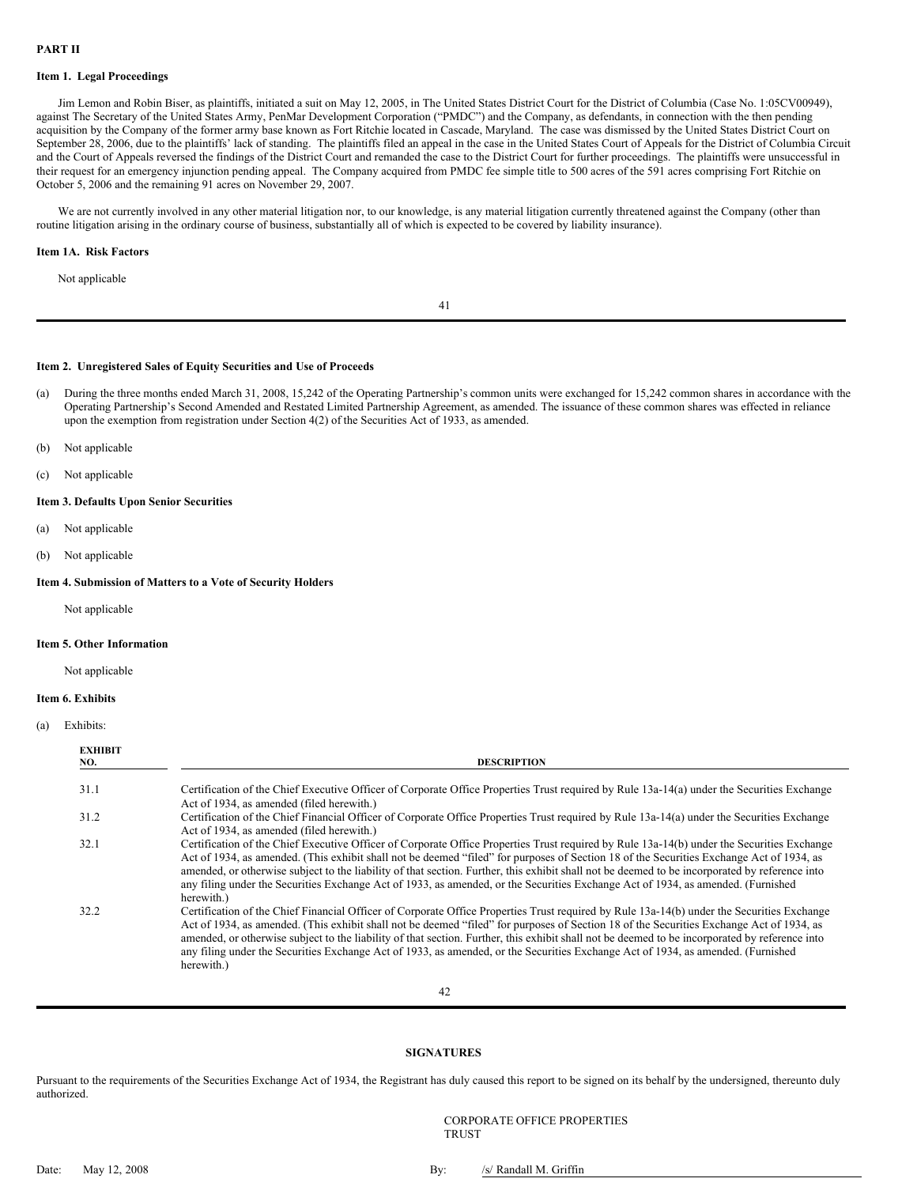**PART II**

**Item 1. Legal Proceedings**

Jim Lemon and Robin Biser, as plaintiffs, initiated a suit on May 12, 2005, in The United States District Court for the District of Columbia (Case No. 1:05CV00949), against The Secretary of the United States Army, PenMar Development Corporation ("PMDC") and the Company, as defendants, in connection with the then pending acquisition by the Company of the former army base known as Fort Ritchie located in Cascade, Maryland. The case was dismissed by the United States District Court on September 28, 2006, due to the plaintiffs' lack of standing. The plaintiffs filed an appeal in the case in the United States Court of Appeals for the District of Columbia Circuit and the Court of Appeals reversed the findings of the District Court and remanded the case to the District Court for further proceedings. The plaintiffs were unsuccessful in their request for an emergency injunction pending appeal. The Company acquired from PMDC fee simple title to 500 acres of the 591 acres comprising Fort Ritchie on October 5, 2006 and the remaining 91 acres on November 29, 2007.

We are not currently involved in any other material litigation nor, to our knowledge, is any material litigation currently threatened against the Company (other than routine litigation arising in the ordinary course of business, substantially all of which is expected to be covered by liability insurance).

**Item 1A. Risk Factors**

Not applicable

**Item 2. Unregistered Sales of Equity Securities and Use of Proceeds**

(a) During the three months ended March 31, 2008, 15,242 of the Operating Partnership's common units were exchanged for 15,242 common shares in accordance with the Operating Partnership's Second Amended and Restated Limited Partnership Agreement, as amended. The issuance of these common shares was effected in reliance upon the exemption from registration under Section 4(2) of the Securities Act of 1933, as amended.

(b) Not applicable

(c) Not applicable

**Item 3. Defaults Upon Senior Securities**

(a) Not applicable

(b) Not applicable

**Item 4. Submission of Matters to a Vote of Security Holders**

Not applicable

**Item 5. Other Information**

Not applicable

**Item 6. Exhibits**

(a) Exhibits:

| EXHIBIT NO. | DESCRIPTION |
|---|---|
| 31.1 | Certification of the Chief Executive Officer of Corporate Office Properties Trust required by Rule 13a-14(a) under the Securities Exchange Act of 1934, as amended (filed herewith.) |
| 31.2 | Certification of the Chief Financial Officer of Corporate Office Properties Trust required by Rule 13a-14(a) under the Securities Exchange Act of 1934, as amended (filed herewith.) |
| 32.1 | Certification of the Chief Executive Officer of Corporate Office Properties Trust required by Rule 13a-14(b) under the Securities Exchange Act of 1934, as amended. (This exhibit shall not be deemed "filed" for purposes of Section 18 of the Securities Exchange Act of 1934, as amended, or otherwise subject to the liability of that section. Further, this exhibit shall not be deemed to be incorporated by reference into any filing under the Securities Exchange Act of 1933, as amended, or the Securities Exchange Act of 1934, as amended. (Furnished herewith.) |
| 32.2 | Certification of the Chief Financial Officer of Corporate Office Properties Trust required by Rule 13a-14(b) under the Securities Exchange Act of 1934, as amended. (This exhibit shall not be deemed "filed" for purposes of Section 18 of the Securities Exchange Act of 1934, as amended, or otherwise subject to the liability of that section. Further, this exhibit shall not be deemed to be incorporated by reference into any filing under the Securities Exchange Act of 1933, as amended, or the Securities Exchange Act of 1934, as amended. (Furnished herewith.) |

**SIGNATURES**

Pursuant to the requirements of the Securities Exchange Act of 1934, the Registrant has duly caused this report to be signed on its behalf by the undersigned, thereunto duly authorized.

CORPORATE OFFICE PROPERTIES TRUST

Date: May 12, 2008

By: /s/ Randall M. Griffin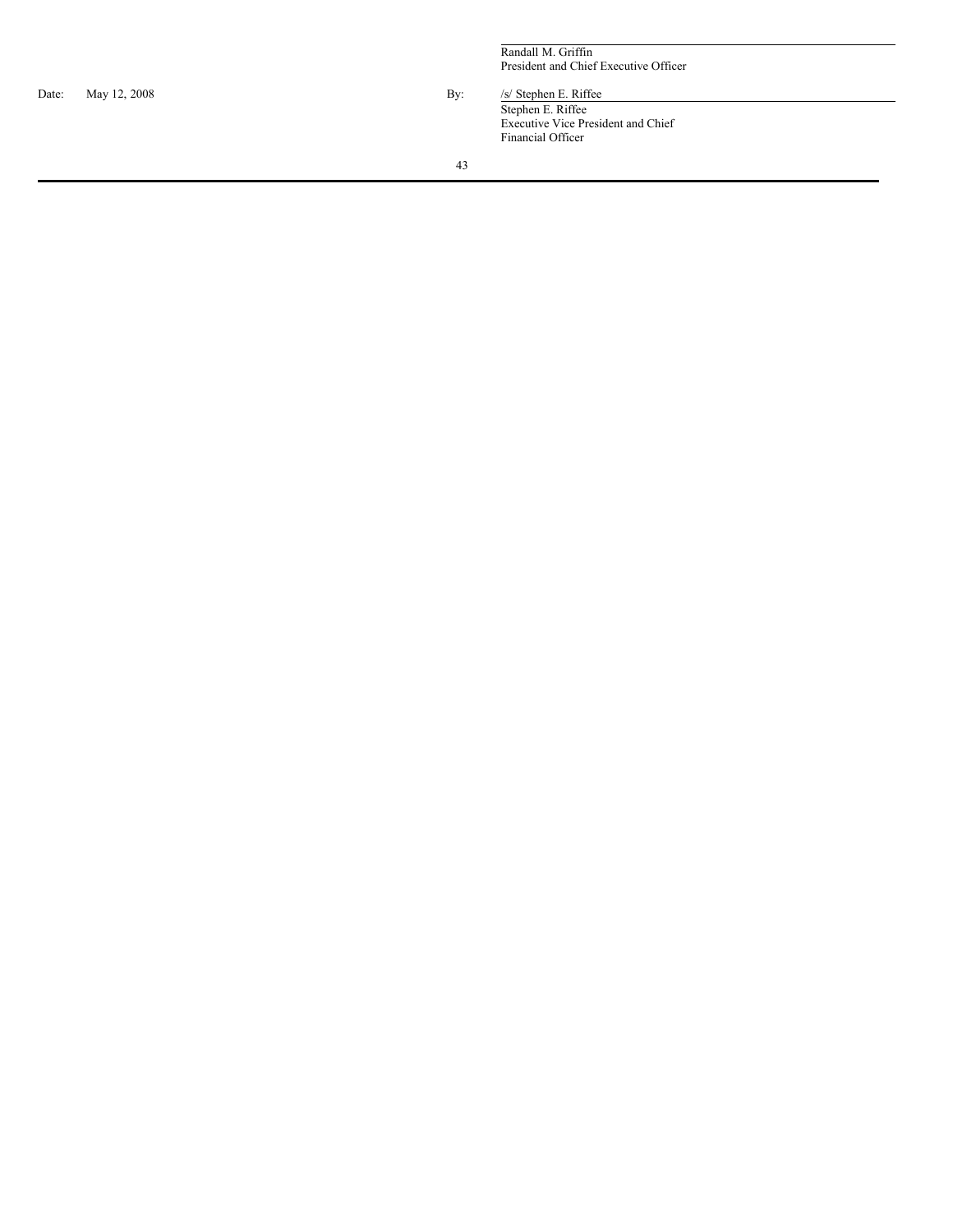Randall M. Griffin
President and Chief Executive Officer

| | | | |
|---|---|---|---|
| Date: | May 12, 2008 | By: | /s/ Stephen E. Riffee |
| | | | Stephen E. Riffee<br>Executive Vice President and Chief Financial Officer |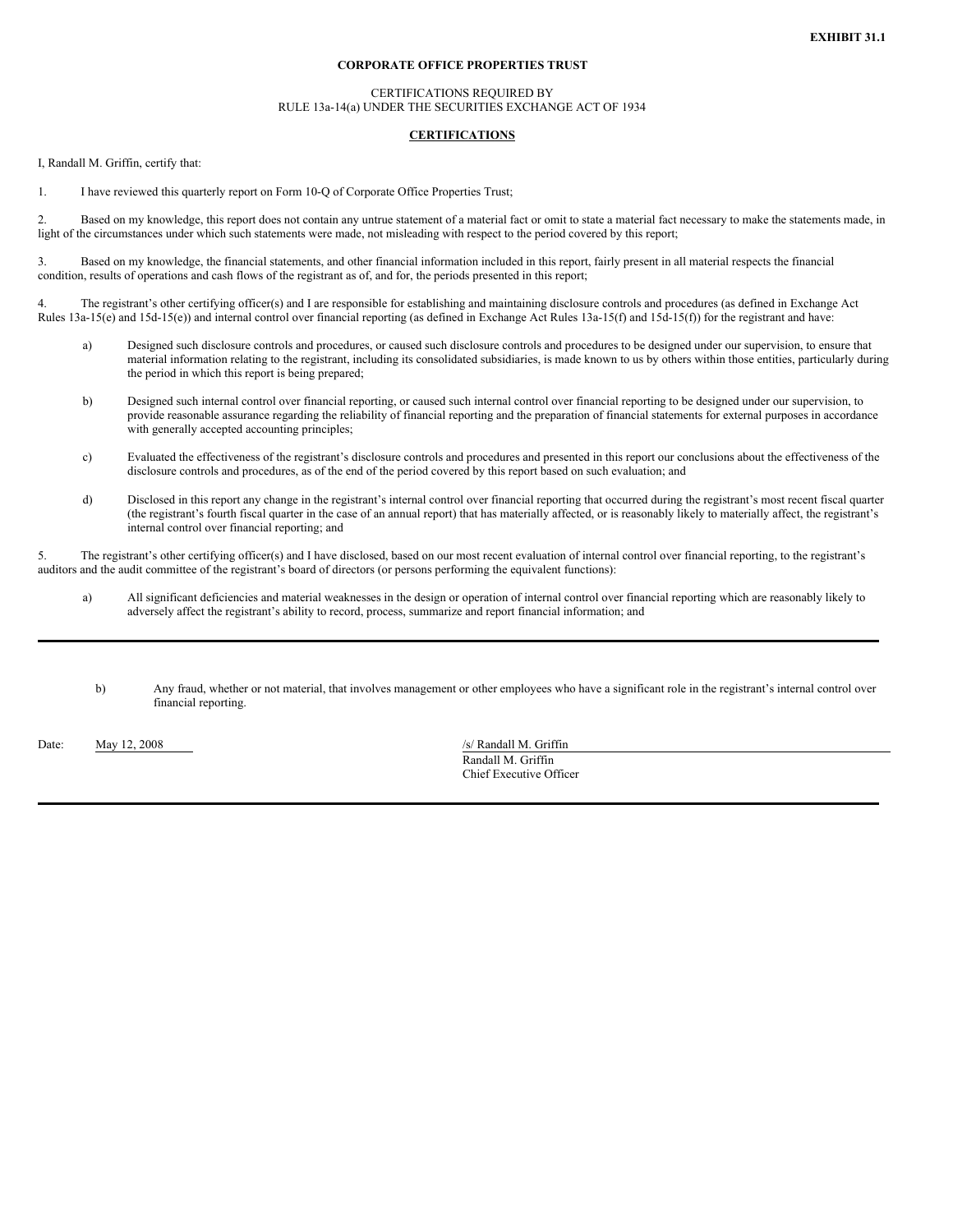**EXHIBIT 31.1**

**CORPORATE OFFICE PROPERTIES TRUST**

CERTIFICATIONS REQUIRED BY
RULE 13a-14(a) UNDER THE SECURITIES EXCHANGE ACT OF 1934

**CERTIFICATIONS**

I, Randall M. Griffin, certify that:

1. I have reviewed this quarterly report on Form 10-Q of Corporate Office Properties Trust;

2. Based on my knowledge, this report does not contain any untrue statement of a material fact or omit to state a material fact necessary to make the statements made, in light of the circumstances under which such statements were made, not misleading with respect to the period covered by this report;

3. Based on my knowledge, the financial statements, and other financial information included in this report, fairly present in all material respects the financial condition, results of operations and cash flows of the registrant as of, and for, the periods presented in this report;

4. The registrant's other certifying officer(s) and I are responsible for establishing and maintaining disclosure controls and procedures (as defined in Exchange Act Rules 13a-15(e) and 15d-15(e)) and internal control over financial reporting (as defined in Exchange Act Rules 13a-15(f) and 15d-15(f)) for the registrant and have:

a) Designed such disclosure controls and procedures, or caused such disclosure controls and procedures to be designed under our supervision, to ensure that material information relating to the registrant, including its consolidated subsidiaries, is made known to us by others within those entities, particularly during the period in which this report is being prepared;

b) Designed such internal control over financial reporting, or caused such internal control over financial reporting to be designed under our supervision, to provide reasonable assurance regarding the reliability of financial reporting and the preparation of financial statements for external purposes in accordance with generally accepted accounting principles;

c) Evaluated the effectiveness of the registrant's disclosure controls and procedures and presented in this report our conclusions about the effectiveness of the disclosure controls and procedures, as of the end of the period covered by this report based on such evaluation; and

d) Disclosed in this report any change in the registrant's internal control over financial reporting that occurred during the registrant's most recent fiscal quarter (the registrant's fourth fiscal quarter in the case of an annual report) that has materially affected, or is reasonably likely to materially affect, the registrant's internal control over financial reporting; and

5. The registrant's other certifying officer(s) and I have disclosed, based on our most recent evaluation of internal control over financial reporting, to the registrant's auditors and the audit committee of the registrant's board of directors (or persons performing the equivalent functions):

a) All significant deficiencies and material weaknesses in the design or operation of internal control over financial reporting which are reasonably likely to adversely affect the registrant's ability to record, process, summarize and report financial information; and

b) Any fraud, whether or not material, that involves management or other employees who have a significant role in the registrant's internal control over financial reporting.

Date: May 12, 2008

/s/ Randall M. Griffin
Randall M. Griffin
Chief Executive Officer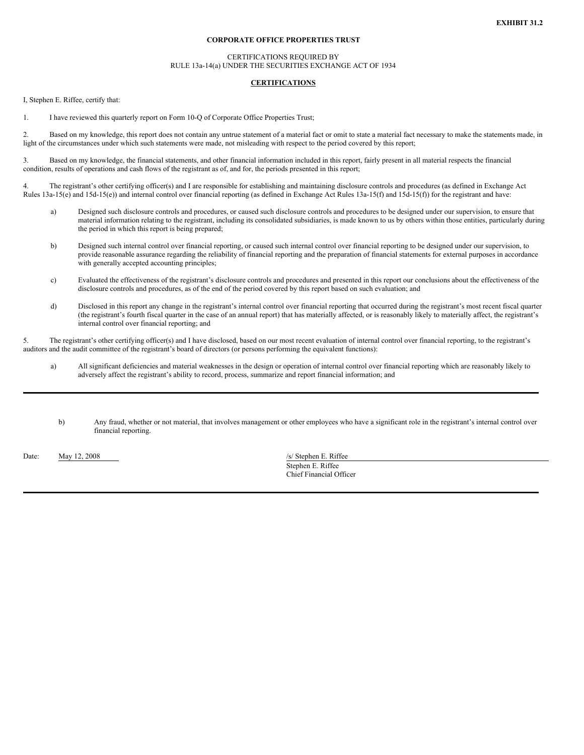**EXHIBIT 31.2**

**CORPORATE OFFICE PROPERTIES TRUST**

CERTIFICATIONS REQUIRED BY
RULE 13a-14(a) UNDER THE SECURITIES EXCHANGE ACT OF 1934

**CERTIFICATIONS**

I, Stephen E. Riffee, certify that:

1. I have reviewed this quarterly report on Form 10-Q of Corporate Office Properties Trust;

2. Based on my knowledge, this report does not contain any untrue statement of a material fact or omit to state a material fact necessary to make the statements made, in light of the circumstances under which such statements were made, not misleading with respect to the period covered by this report;

3. Based on my knowledge, the financial statements, and other financial information included in this report, fairly present in all material respects the financial condition, results of operations and cash flows of the registrant as of, and for, the periods presented in this report;

4. The registrant's other certifying officer(s) and I are responsible for establishing and maintaining disclosure controls and procedures (as defined in Exchange Act Rules 13a-15(e) and 15d-15(e)) and internal control over financial reporting (as defined in Exchange Act Rules 13a-15(f) and 15d-15(f)) for the registrant and have:

a) Designed such disclosure controls and procedures, or caused such disclosure controls and procedures to be designed under our supervision, to ensure that material information relating to the registrant, including its consolidated subsidiaries, is made known to us by others within those entities, particularly during the period in which this report is being prepared;

b) Designed such internal control over financial reporting, or caused such internal control over financial reporting to be designed under our supervision, to provide reasonable assurance regarding the reliability of financial reporting and the preparation of financial statements for external purposes in accordance with generally accepted accounting principles;

c) Evaluated the effectiveness of the registrant's disclosure controls and procedures and presented in this report our conclusions about the effectiveness of the disclosure controls and procedures, as of the end of the period covered by this report based on such evaluation; and

d) Disclosed in this report any change in the registrant's internal control over financial reporting that occurred during the registrant's most recent fiscal quarter (the registrant's fourth fiscal quarter in the case of an annual report) that has materially affected, or is reasonably likely to materially affect, the registrant's internal control over financial reporting; and

5. The registrant's other certifying officer(s) and I have disclosed, based on our most recent evaluation of internal control over financial reporting, to the registrant's auditors and the audit committee of the registrant's board of directors (or persons performing the equivalent functions):

a) All significant deficiencies and material weaknesses in the design or operation of internal control over financial reporting which are reasonably likely to adversely affect the registrant's ability to record, process, summarize and report financial information; and

b) Any fraud, whether or not material, that involves management or other employees who have a significant role in the registrant's internal control over financial reporting.

Date: May 12, 2008

/s/ Stephen E. Riffee
Stephen E. Riffee
Chief Financial Officer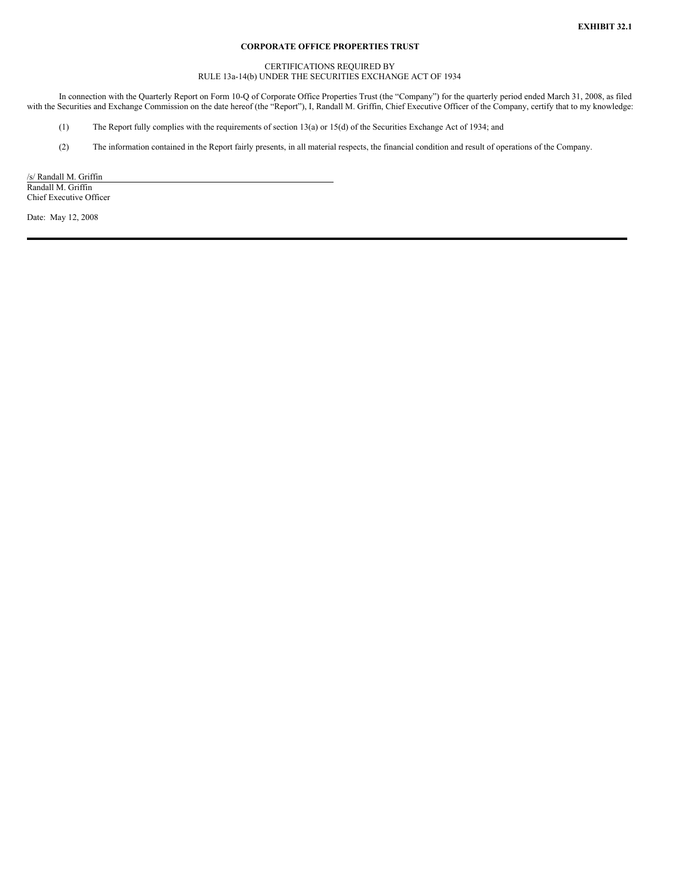**EXHIBIT 32.1**

**CORPORATE OFFICE PROPERTIES TRUST**

CERTIFICATIONS REQUIRED BY
RULE 13a-14(b) UNDER THE SECURITIES EXCHANGE ACT OF 1934

In connection with the Quarterly Report on Form 10-Q of Corporate Office Properties Trust (the "Company") for the quarterly period ended March 31, 2008, as filed with the Securities and Exchange Commission on the date hereof (the "Report"), I, Randall M. Griffin, Chief Executive Officer of the Company, certify that to my knowledge:

(1) The Report fully complies with the requirements of section 13(a) or 15(d) of the Securities Exchange Act of 1934; and

(2) The information contained in the Report fairly presents, in all material respects, the financial condition and result of operations of the Company.

/s/ Randall M. Griffin
Randall M. Griffin
Chief Executive Officer

Date: May 12, 2008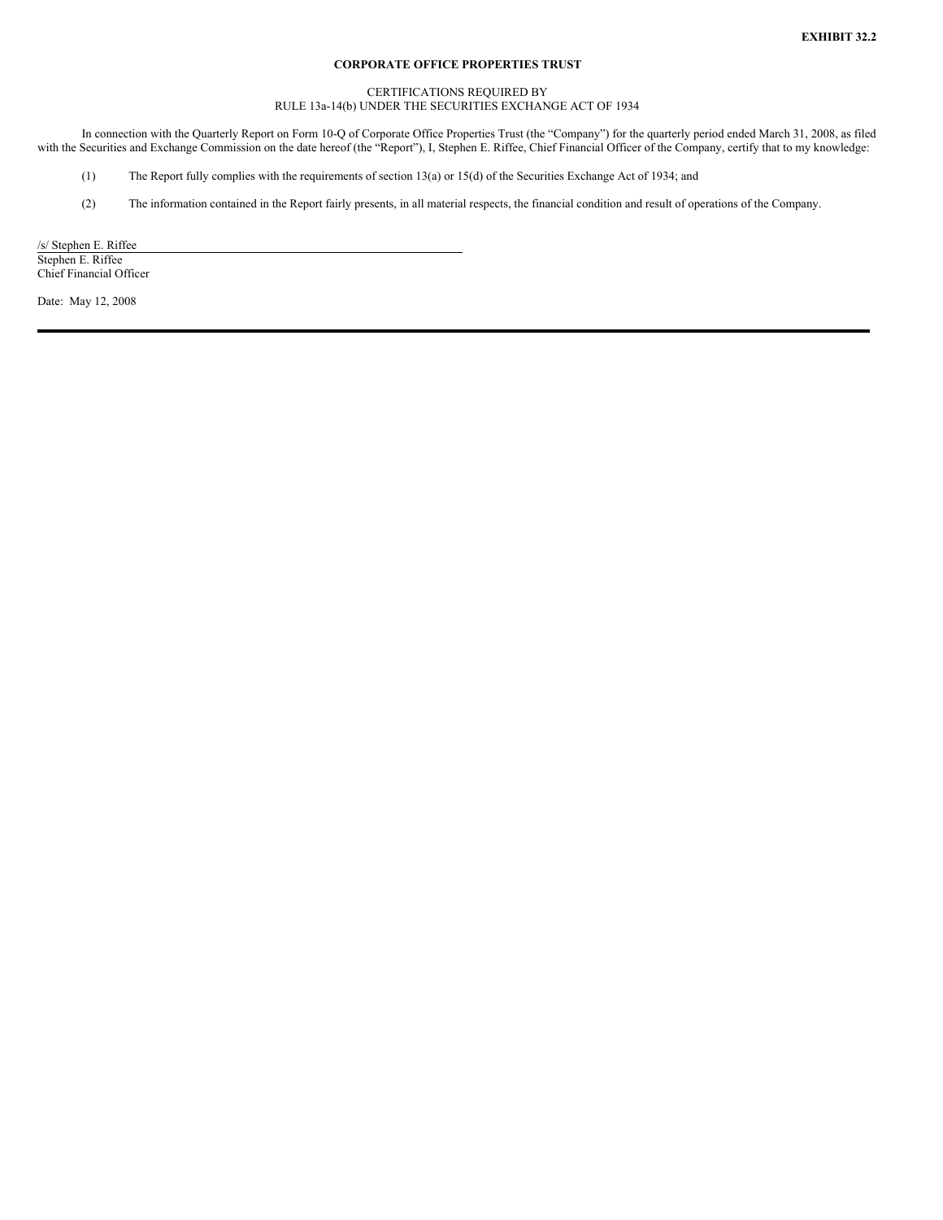**EXHIBIT 32.2**

**CORPORATE OFFICE PROPERTIES TRUST**

CERTIFICATIONS REQUIRED BY
RULE 13a-14(b) UNDER THE SECURITIES EXCHANGE ACT OF 1934

In connection with the Quarterly Report on Form 10-Q of Corporate Office Properties Trust (the "Company") for the quarterly period ended March 31, 2008, as filed with the Securities and Exchange Commission on the date hereof (the "Report"), I, Stephen E. Riffee, Chief Financial Officer of the Company, certify that to my knowledge:

(1) The Report fully complies with the requirements of section 13(a) or 15(d) of the Securities Exchange Act of 1934; and

(2) The information contained in the Report fairly presents, in all material respects, the financial condition and result of operations of the Company.

/s/ Stephen E. Riffee
Stephen E. Riffee
Chief Financial Officer

Date: May 12, 2008